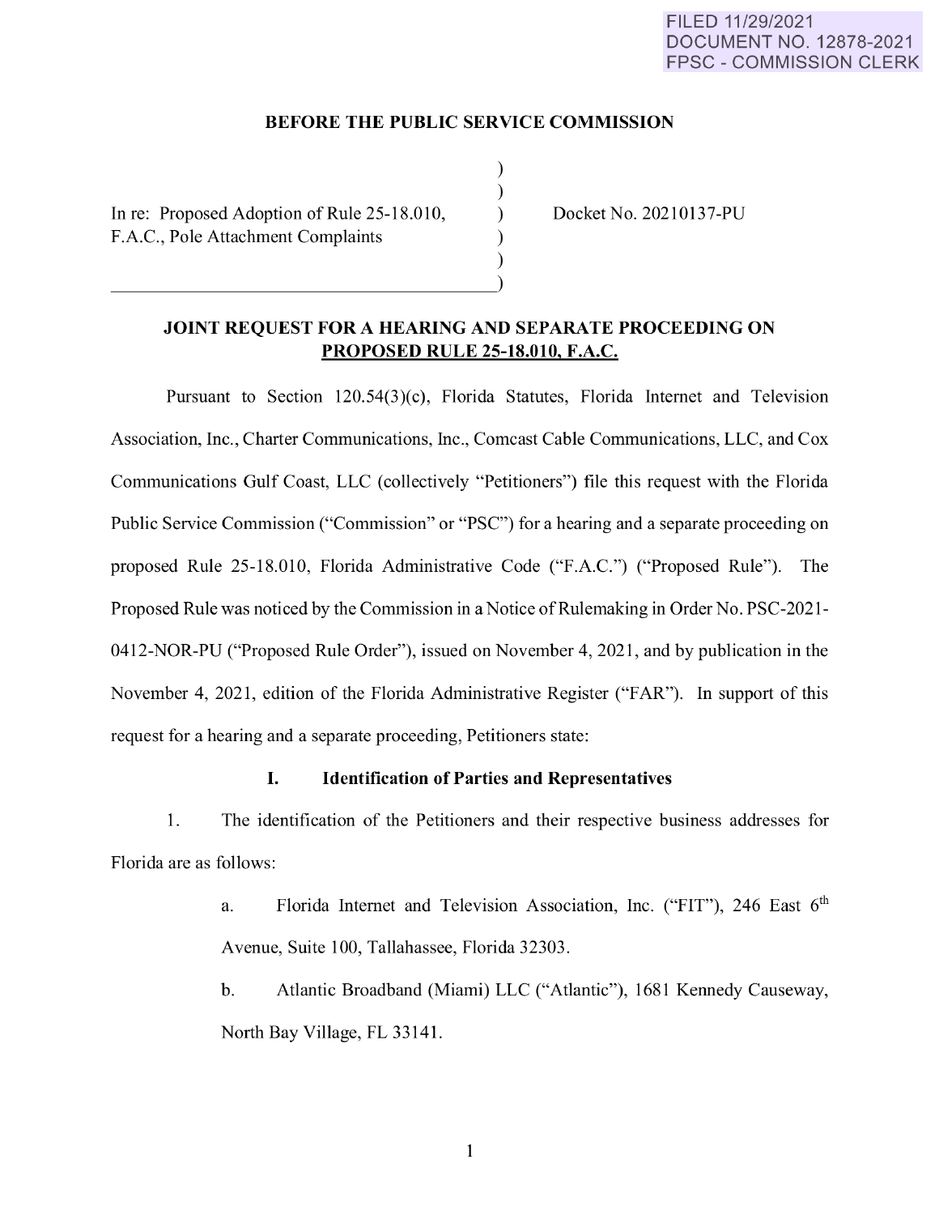FILED 11/29/2021
DOCUMENT NO. 12878-2021
FPSC - COMMISSION CLERK

**BEFORE THE PUBLIC SERVICE COMMISSION**

In re: Proposed Adoption of Rule 25-18.010, F.A.C., Pole Attachment Complaints

Docket No. 20210137-PU

## JOINT REQUEST FOR A HEARING AND SEPARATE PROCEEDING ON PROPOSED RULE 25-18.010, F.A.C.

Pursuant to Section 120.54(3)(c), Florida Statutes, Florida Internet and Television Association, Inc., Charter Communications, Inc., Comcast Cable Communications, LLC, and Cox Communications Gulf Coast, LLC (collectively "Petitioners") file this request with the Florida Public Service Commission ("Commission" or "PSC") for a hearing and a separate proceeding on proposed Rule 25-18.010, Florida Administrative Code ("F.A.C.") ("Proposed Rule"). The Proposed Rule was noticed by the Commission in a Notice of Rulemaking in Order No. PSC-2021-0412-NOR-PU ("Proposed Rule Order"), issued on November 4, 2021, and by publication in the November 4, 2021, edition of the Florida Administrative Register ("FAR"). In support of this request for a hearing and a separate proceeding, Petitioners state:

### I. Identification of Parties and Representatives

1. The identification of the Petitioners and their respective business addresses for Florida are as follows:

    a. Florida Internet and Television Association, Inc. ("FIT"), 246 East 6th Avenue, Suite 100, Tallahassee, Florida 32303.

    b. Atlantic Broadband (Miami) LLC ("Atlantic"), 1681 Kennedy Causeway, North Bay Village, FL 33141.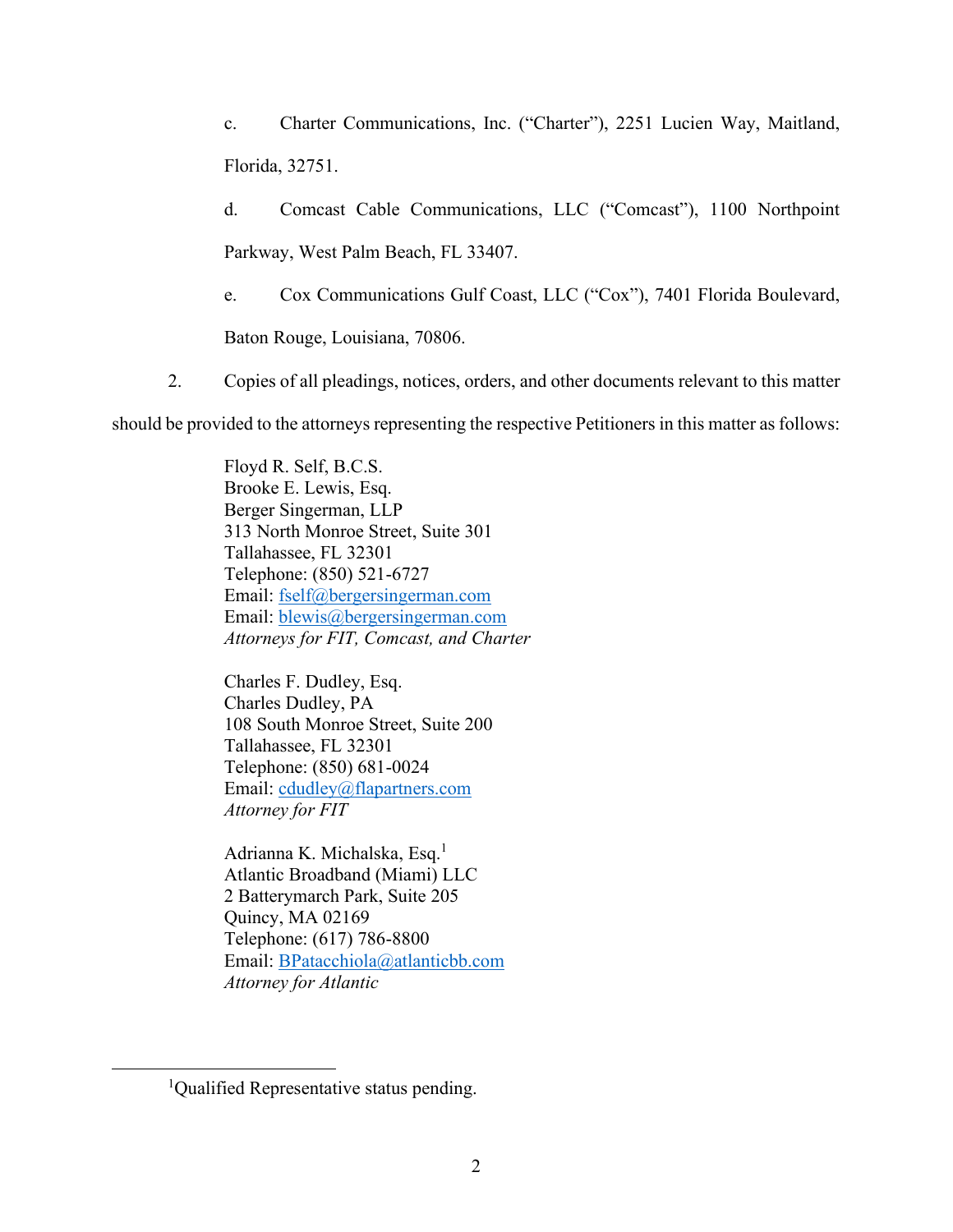c. Charter Communications, Inc. ("Charter"), 2251 Lucien Way, Maitland, Florida, 32751.

d. Comcast Cable Communications, LLC ("Comcast"), 1100 Northpoint Parkway, West Palm Beach, FL 33407.

e. Cox Communications Gulf Coast, LLC ("Cox"), 7401 Florida Boulevard, Baton Rouge, Louisiana, 70806.

2. Copies of all pleadings, notices, orders, and other documents relevant to this matter should be provided to the attorneys representing the respective Petitioners in this matter as follows:

Floyd R. Self, B.C.S.
Brooke E. Lewis, Esq.
Berger Singerman, LLP
313 North Monroe Street, Suite 301
Tallahassee, FL 32301
Telephone: (850) 521-6727
Email: fself@bergersingerman.com
Email: blewis@bergersingerman.com
*Attorneys for FIT, Comcast, and Charter*

Charles F. Dudley, Esq.
Charles Dudley, PA
108 South Monroe Street, Suite 200
Tallahassee, FL 32301
Telephone: (850) 681-0024
Email: cdudley@flapartners.com
*Attorney for FIT*

Adrianna K. Michalska, Esq.[1]
Atlantic Broadband (Miami) LLC
2 Batterymarch Park, Suite 205
Quincy, MA 02169
Telephone: (617) 786-8800
Email: BPatacchiola@atlanticbb.com
*Attorney for Atlantic*

[1] Qualified Representative status pending.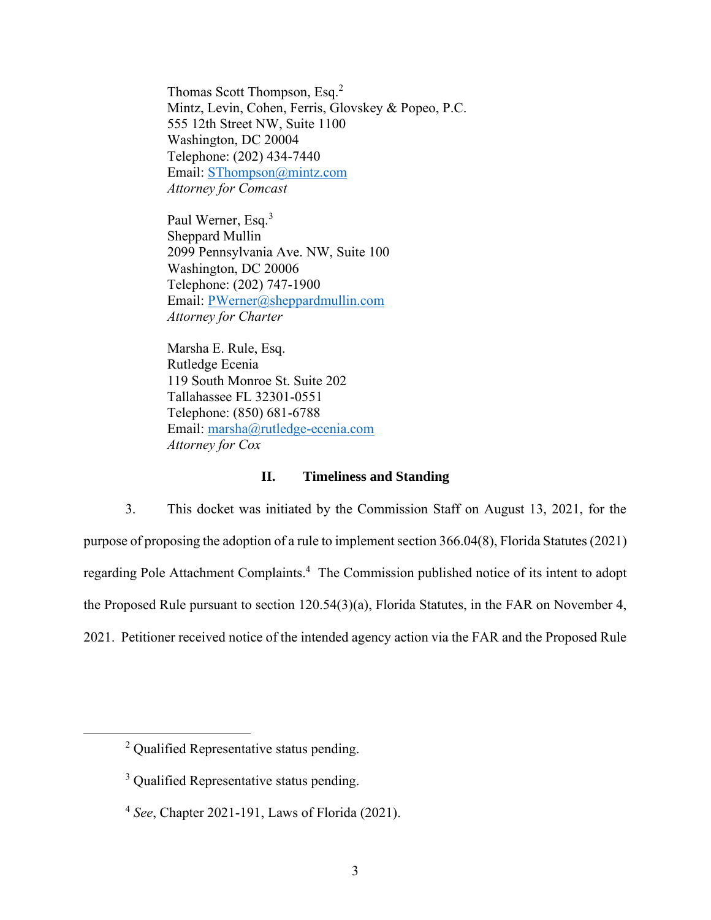Thomas Scott Thompson, Esq.[2]
Mintz, Levin, Cohen, Ferris, Glovskey & Popeo, P.C.
555 12th Street NW, Suite 1100
Washington, DC 20004
Telephone: (202) 434-7440
Email: SThompson@mintz.com
*Attorney for Comcast*

Paul Werner, Esq.[3]
Sheppard Mullin
2099 Pennsylvania Ave. NW, Suite 100
Washington, DC 20006
Telephone: (202) 747-1900
Email: PWerner@sheppardmullin.com
*Attorney for Charter*

Marsha E. Rule, Esq.
Rutledge Ecenia
119 South Monroe St. Suite 202
Tallahassee FL 32301-0551
Telephone: (850) 681-6788
Email: marsha@rutledge-ecenia.com
*Attorney for Cox*

## II. Timeliness and Standing

3. This docket was initiated by the Commission Staff on August 13, 2021, for the purpose of proposing the adoption of a rule to implement section 366.04(8), Florida Statutes (2021) regarding Pole Attachment Complaints.[4] The Commission published notice of its intent to adopt the Proposed Rule pursuant to section 120.54(3)(a), Florida Statutes, in the FAR on November 4, 2021. Petitioner received notice of the intended agency action via the FAR and the Proposed Rule

---

[2] Qualified Representative status pending.

[3] Qualified Representative status pending.

[4] *See*, Chapter 2021-191, Laws of Florida (2021).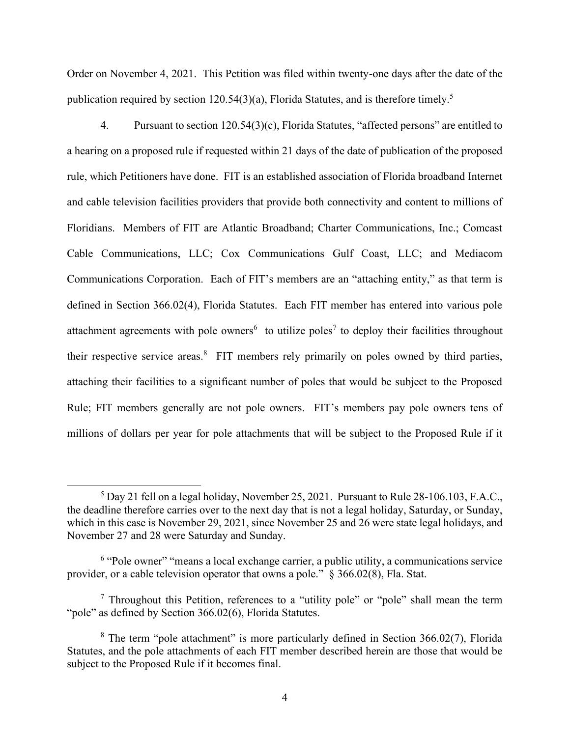Order on November 4, 2021. This Petition was filed within twenty-one days after the date of the publication required by section 120.54(3)(a), Florida Statutes, and is therefore timely.[5]

4. Pursuant to section 120.54(3)(c), Florida Statutes, "affected persons" are entitled to a hearing on a proposed rule if requested within 21 days of the date of publication of the proposed rule, which Petitioners have done. FIT is an established association of Florida broadband Internet and cable television facilities providers that provide both connectivity and content to millions of Floridians. Members of FIT are Atlantic Broadband; Charter Communications, Inc.; Comcast Cable Communications, LLC; Cox Communications Gulf Coast, LLC; and Mediacom Communications Corporation. Each of FIT's members are an "attaching entity," as that term is defined in Section 366.02(4), Florida Statutes. Each FIT member has entered into various pole attachment agreements with pole owners[6] to utilize poles[7] to deploy their facilities throughout their respective service areas.[8] FIT members rely primarily on poles owned by third parties, attaching their facilities to a significant number of poles that would be subject to the Proposed Rule; FIT members generally are not pole owners. FIT's members pay pole owners tens of millions of dollars per year for pole attachments that will be subject to the Proposed Rule if it

---

[5] Day 21 fell on a legal holiday, November 25, 2021. Pursuant to Rule 28-106.103, F.A.C., the deadline therefore carries over to the next day that is not a legal holiday, Saturday, or Sunday, which in this case is November 29, 2021, since November 25 and 26 were state legal holidays, and November 27 and 28 were Saturday and Sunday.

[6] "Pole owner" "means a local exchange carrier, a public utility, a communications service provider, or a cable television operator that owns a pole." § 366.02(8), Fla. Stat.

[7] Throughout this Petition, references to a "utility pole" or "pole" shall mean the term "pole" as defined by Section 366.02(6), Florida Statutes.

[8] The term "pole attachment" is more particularly defined in Section 366.02(7), Florida Statutes, and the pole attachments of each FIT member described herein are those that would be subject to the Proposed Rule if it becomes final.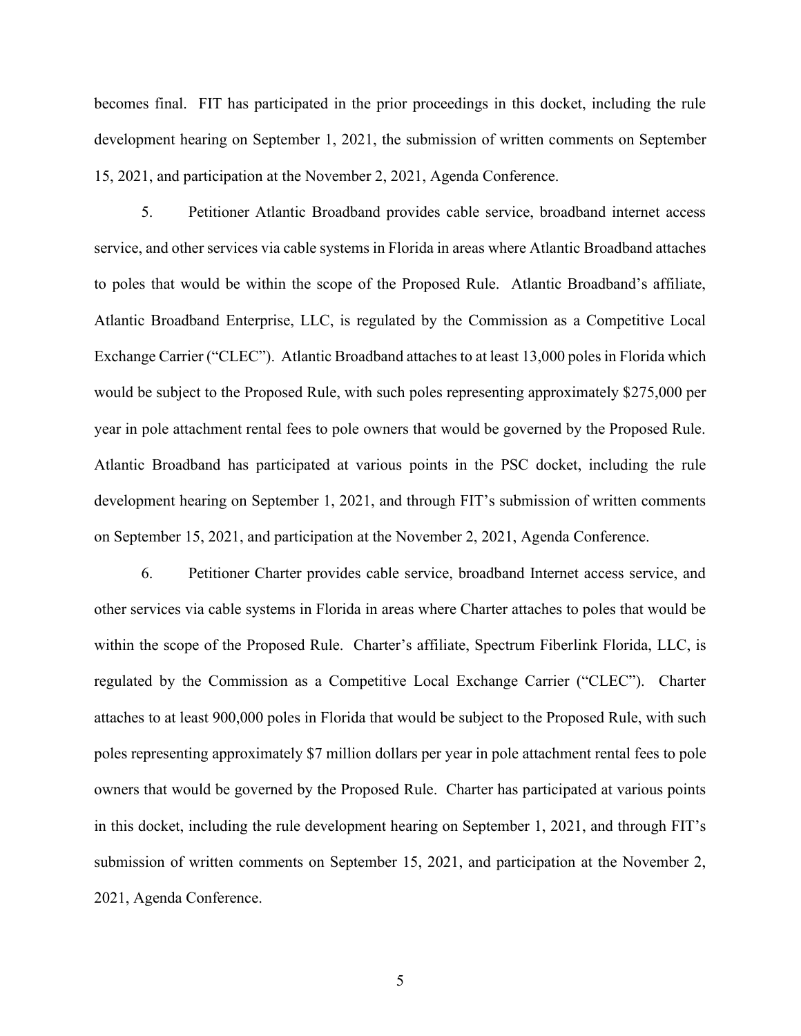becomes final. FIT has participated in the prior proceedings in this docket, including the rule development hearing on September 1, 2021, the submission of written comments on September 15, 2021, and participation at the November 2, 2021, Agenda Conference.

5. Petitioner Atlantic Broadband provides cable service, broadband internet access service, and other services via cable systems in Florida in areas where Atlantic Broadband attaches to poles that would be within the scope of the Proposed Rule. Atlantic Broadband's affiliate, Atlantic Broadband Enterprise, LLC, is regulated by the Commission as a Competitive Local Exchange Carrier ("CLEC"). Atlantic Broadband attaches to at least 13,000 poles in Florida which would be subject to the Proposed Rule, with such poles representing approximately $275,000 per year in pole attachment rental fees to pole owners that would be governed by the Proposed Rule. Atlantic Broadband has participated at various points in the PSC docket, including the rule development hearing on September 1, 2021, and through FIT's submission of written comments on September 15, 2021, and participation at the November 2, 2021, Agenda Conference.

6. Petitioner Charter provides cable service, broadband Internet access service, and other services via cable systems in Florida in areas where Charter attaches to poles that would be within the scope of the Proposed Rule. Charter's affiliate, Spectrum Fiberlink Florida, LLC, is regulated by the Commission as a Competitive Local Exchange Carrier ("CLEC"). Charter attaches to at least 900,000 poles in Florida that would be subject to the Proposed Rule, with such poles representing approximately $7 million dollars per year in pole attachment rental fees to pole owners that would be governed by the Proposed Rule. Charter has participated at various points in this docket, including the rule development hearing on September 1, 2021, and through FIT's submission of written comments on September 15, 2021, and participation at the November 2, 2021, Agenda Conference.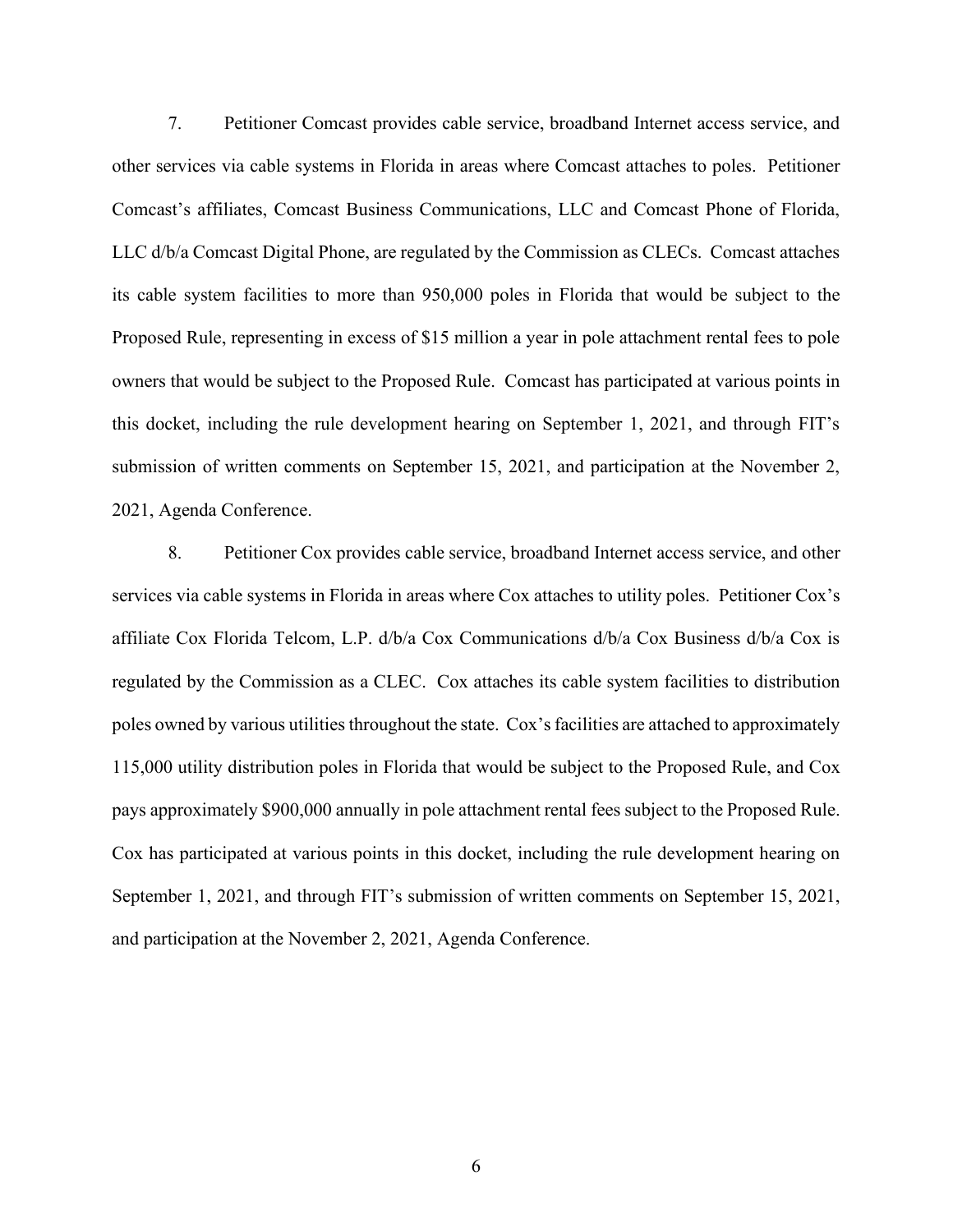7. Petitioner Comcast provides cable service, broadband Internet access service, and other services via cable systems in Florida in areas where Comcast attaches to poles. Petitioner Comcast's affiliates, Comcast Business Communications, LLC and Comcast Phone of Florida, LLC d/b/a Comcast Digital Phone, are regulated by the Commission as CLECs. Comcast attaches its cable system facilities to more than 950,000 poles in Florida that would be subject to the Proposed Rule, representing in excess of $15 million a year in pole attachment rental fees to pole owners that would be subject to the Proposed Rule. Comcast has participated at various points in this docket, including the rule development hearing on September 1, 2021, and through FIT's submission of written comments on September 15, 2021, and participation at the November 2, 2021, Agenda Conference.

8. Petitioner Cox provides cable service, broadband Internet access service, and other services via cable systems in Florida in areas where Cox attaches to utility poles. Petitioner Cox's affiliate Cox Florida Telcom, L.P. d/b/a Cox Communications d/b/a Cox Business d/b/a Cox is regulated by the Commission as a CLEC. Cox attaches its cable system facilities to distribution poles owned by various utilities throughout the state. Cox's facilities are attached to approximately 115,000 utility distribution poles in Florida that would be subject to the Proposed Rule, and Cox pays approximately $900,000 annually in pole attachment rental fees subject to the Proposed Rule. Cox has participated at various points in this docket, including the rule development hearing on September 1, 2021, and through FIT's submission of written comments on September 15, 2021, and participation at the November 2, 2021, Agenda Conference.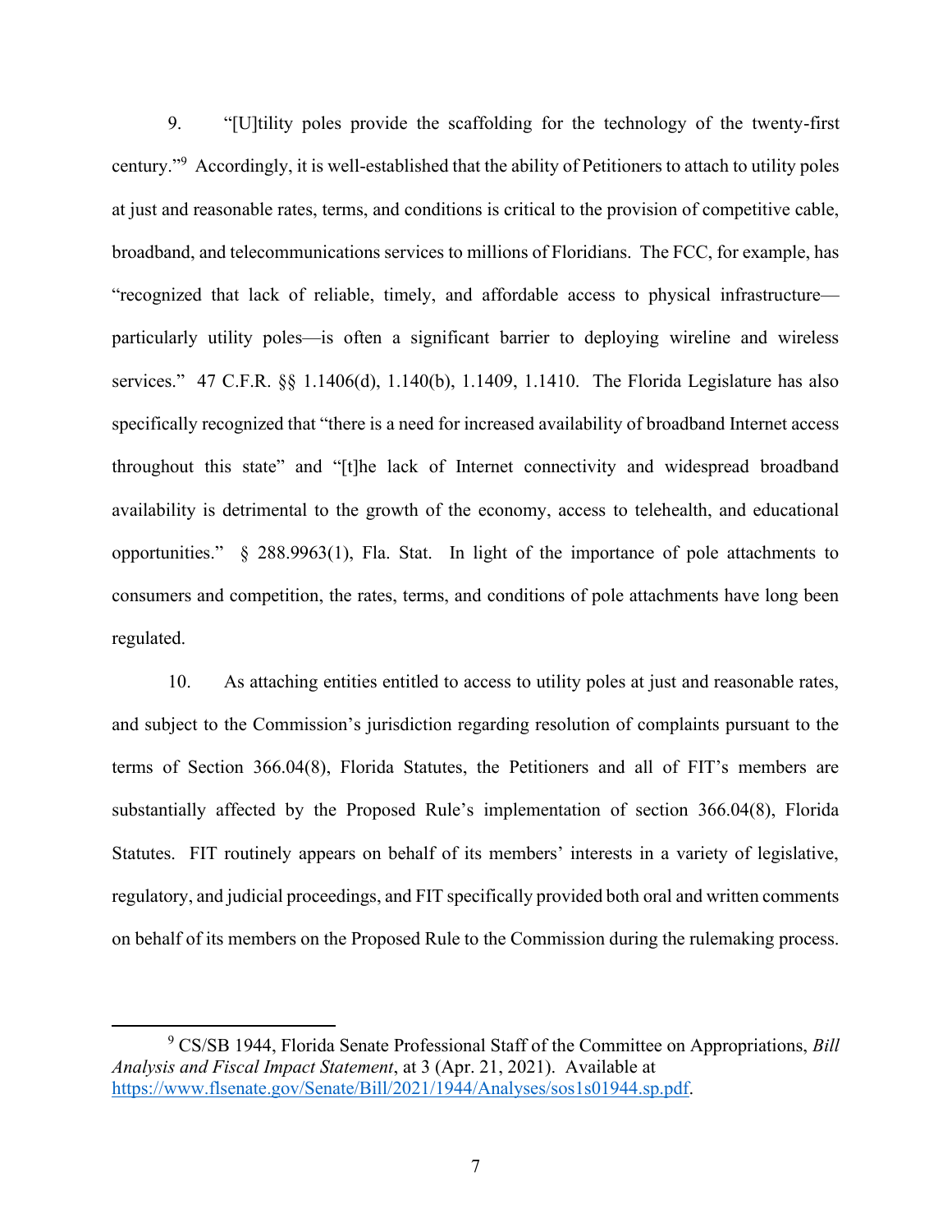9. "[U]tility poles provide the scaffolding for the technology of the twenty-first century."[9] Accordingly, it is well-established that the ability of Petitioners to attach to utility poles at just and reasonable rates, terms, and conditions is critical to the provision of competitive cable, broadband, and telecommunications services to millions of Floridians. The FCC, for example, has "recognized that lack of reliable, timely, and affordable access to physical infrastructure—particularly utility poles—is often a significant barrier to deploying wireline and wireless services." 47 C.F.R. §§ 1.1406(d), 1.140(b), 1.1409, 1.1410. The Florida Legislature has also specifically recognized that "there is a need for increased availability of broadband Internet access throughout this state" and "[t]he lack of Internet connectivity and widespread broadband availability is detrimental to the growth of the economy, access to telehealth, and educational opportunities." § 288.9963(1), Fla. Stat. In light of the importance of pole attachments to consumers and competition, the rates, terms, and conditions of pole attachments have long been regulated.

10. As attaching entities entitled to access to utility poles at just and reasonable rates, and subject to the Commission's jurisdiction regarding resolution of complaints pursuant to the terms of Section 366.04(8), Florida Statutes, the Petitioners and all of FIT's members are substantially affected by the Proposed Rule's implementation of section 366.04(8), Florida Statutes. FIT routinely appears on behalf of its members' interests in a variety of legislative, regulatory, and judicial proceedings, and FIT specifically provided both oral and written comments on behalf of its members on the Proposed Rule to the Commission during the rulemaking process.

---

[9] CS/SB 1944, Florida Senate Professional Staff of the Committee on Appropriations, *Bill Analysis and Fiscal Impact Statement*, at 3 (Apr. 21, 2021). Available at https://www.flsenate.gov/Senate/Bill/2021/1944/Analyses/sos1s01944.sp.pdf.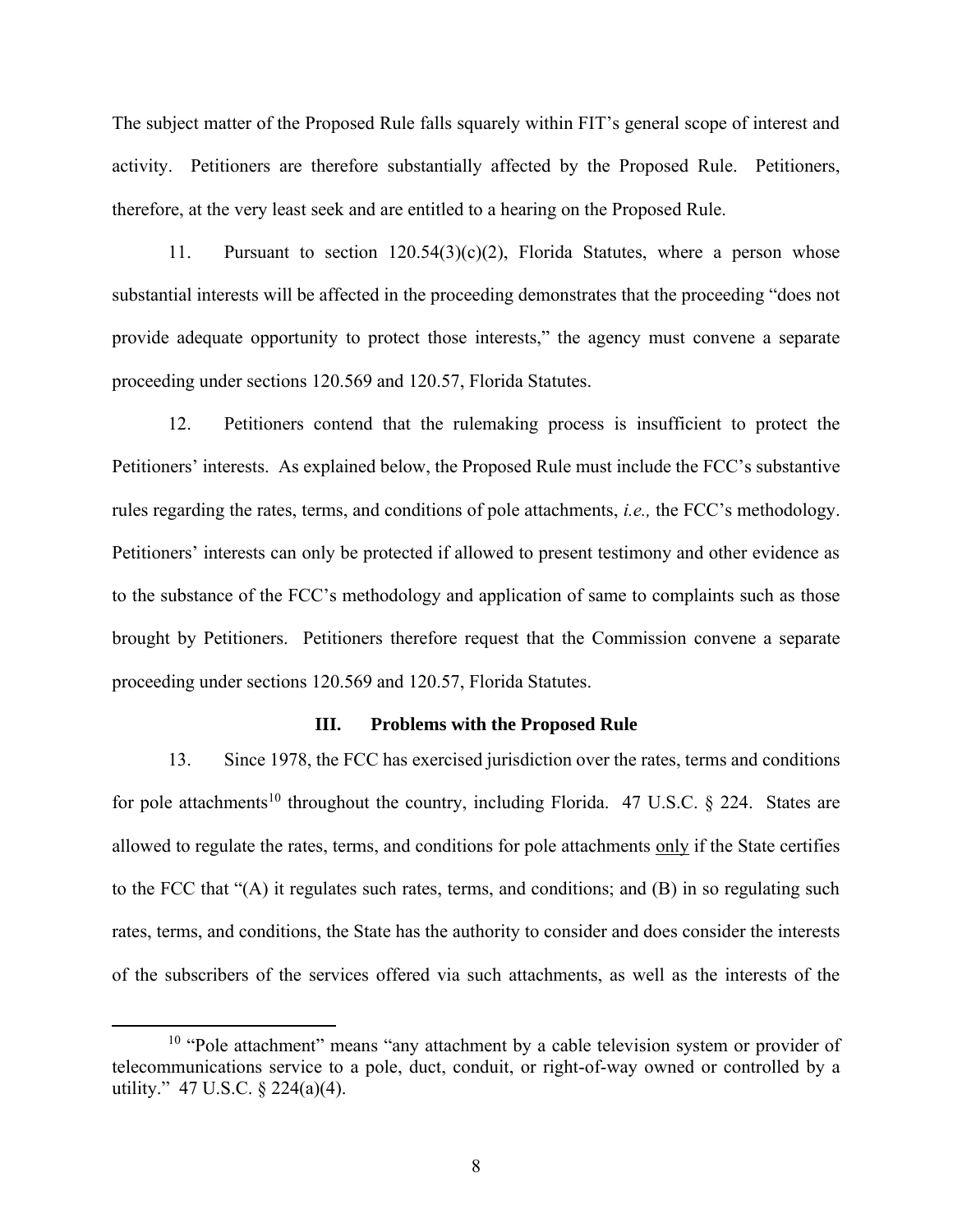The subject matter of the Proposed Rule falls squarely within FIT's general scope of interest and activity. Petitioners are therefore substantially affected by the Proposed Rule. Petitioners, therefore, at the very least seek and are entitled to a hearing on the Proposed Rule.

11. Pursuant to section 120.54(3)(c)(2), Florida Statutes, where a person whose substantial interests will be affected in the proceeding demonstrates that the proceeding "does not provide adequate opportunity to protect those interests," the agency must convene a separate proceeding under sections 120.569 and 120.57, Florida Statutes.

12. Petitioners contend that the rulemaking process is insufficient to protect the Petitioners' interests. As explained below, the Proposed Rule must include the FCC's substantive rules regarding the rates, terms, and conditions of pole attachments, *i.e.,* the FCC's methodology. Petitioners' interests can only be protected if allowed to present testimony and other evidence as to the substance of the FCC's methodology and application of same to complaints such as those brought by Petitioners. Petitioners therefore request that the Commission convene a separate proceeding under sections 120.569 and 120.57, Florida Statutes.

### III. Problems with the Proposed Rule

13. Since 1978, the FCC has exercised jurisdiction over the rates, terms and conditions for pole attachments[10] throughout the country, including Florida. 47 U.S.C. § 224. States are allowed to regulate the rates, terms, and conditions for pole attachments <u>only</u> if the State certifies to the FCC that "(A) it regulates such rates, terms, and conditions; and (B) in so regulating such rates, terms, and conditions, the State has the authority to consider and does consider the interests of the subscribers of the services offered via such attachments, as well as the interests of the

[10] "Pole attachment" means "any attachment by a cable television system or provider of telecommunications service to a pole, duct, conduit, or right-of-way owned or controlled by a utility." 47 U.S.C. § 224(a)(4).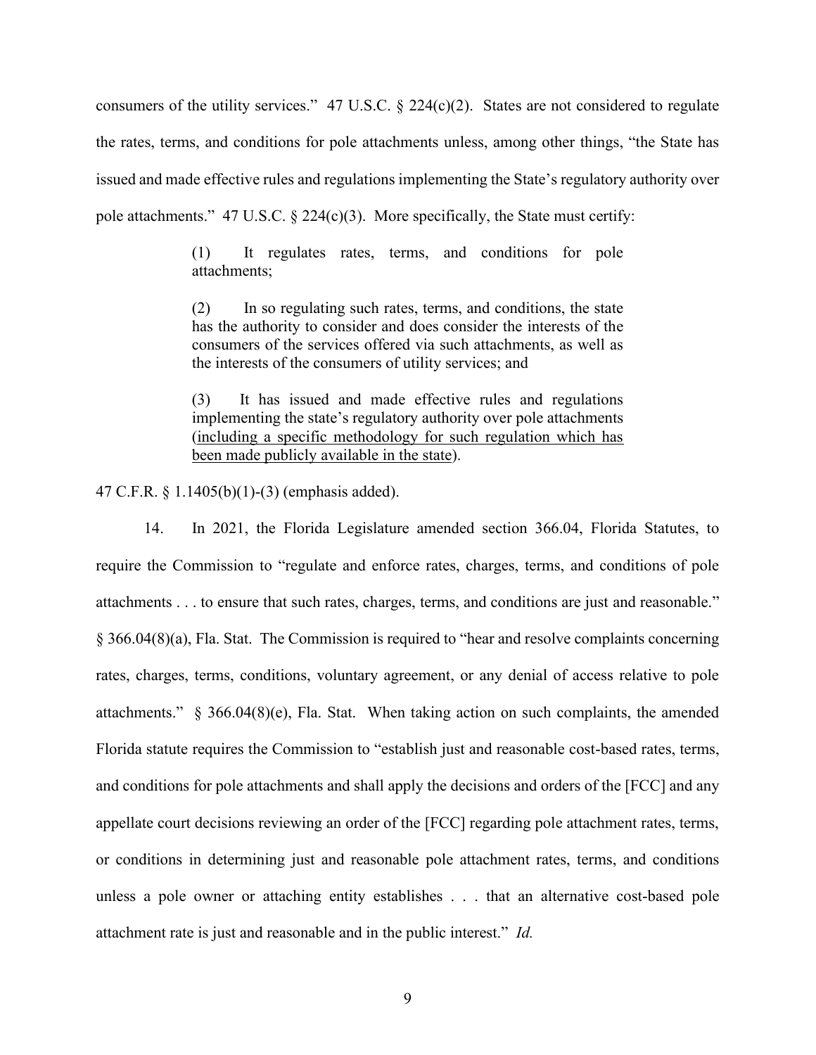consumers of the utility services." 47 U.S.C. § 224(c)(2). States are not considered to regulate the rates, terms, and conditions for pole attachments unless, among other things, "the State has issued and made effective rules and regulations implementing the State's regulatory authority over pole attachments." 47 U.S.C. § 224(c)(3). More specifically, the State must certify:

> (1) It regulates rates, terms, and conditions for pole attachments;
>
> (2) In so regulating such rates, terms, and conditions, the state has the authority to consider and does consider the interests of the consumers of the services offered via such attachments, as well as the interests of the consumers of utility services; and
>
> (3) It has issued and made effective rules and regulations implementing the state's regulatory authority over pole attachments (<u>including a specific methodology for such regulation which has been made publicly available in the state</u>).

47 C.F.R. § 1.1405(b)(1)-(3) (emphasis added).

14. In 2021, the Florida Legislature amended section 366.04, Florida Statutes, to require the Commission to "regulate and enforce rates, charges, terms, and conditions of pole attachments . . . to ensure that such rates, charges, terms, and conditions are just and reasonable." § 366.04(8)(a), Fla. Stat. The Commission is required to "hear and resolve complaints concerning rates, charges, terms, conditions, voluntary agreement, or any denial of access relative to pole attachments." § 366.04(8)(e), Fla. Stat. When taking action on such complaints, the amended Florida statute requires the Commission to "establish just and reasonable cost-based rates, terms, and conditions for pole attachments and shall apply the decisions and orders of the [FCC] and any appellate court decisions reviewing an order of the [FCC] regarding pole attachment rates, terms, or conditions in determining just and reasonable pole attachment rates, terms, and conditions unless a pole owner or attaching entity establishes . . . that an alternative cost-based pole attachment rate is just and reasonable and in the public interest." *Id.*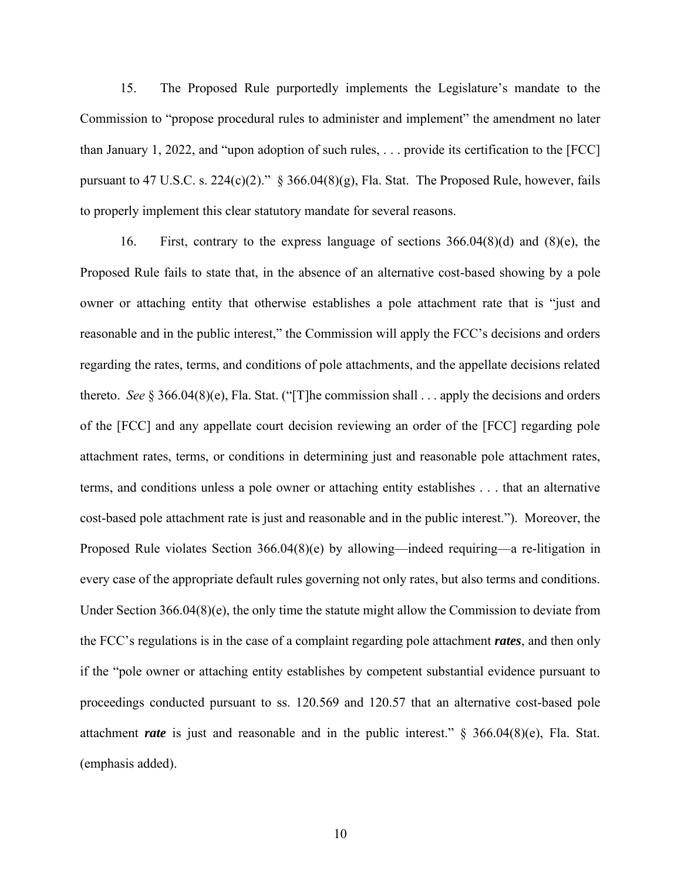15. The Proposed Rule purportedly implements the Legislature's mandate to the Commission to "propose procedural rules to administer and implement" the amendment no later than January 1, 2022, and "upon adoption of such rules, . . . provide its certification to the [FCC] pursuant to 47 U.S.C. s. 224(c)(2)." § 366.04(8)(g), Fla. Stat. The Proposed Rule, however, fails to properly implement this clear statutory mandate for several reasons.

16. First, contrary to the express language of sections 366.04(8)(d) and (8)(e), the Proposed Rule fails to state that, in the absence of an alternative cost-based showing by a pole owner or attaching entity that otherwise establishes a pole attachment rate that is "just and reasonable and in the public interest," the Commission will apply the FCC's decisions and orders regarding the rates, terms, and conditions of pole attachments, and the appellate decisions related thereto. *See* § 366.04(8)(e), Fla. Stat. ("[T]he commission shall . . . apply the decisions and orders of the [FCC] and any appellate court decision reviewing an order of the [FCC] regarding pole attachment rates, terms, or conditions in determining just and reasonable pole attachment rates, terms, and conditions unless a pole owner or attaching entity establishes . . . that an alternative cost-based pole attachment rate is just and reasonable and in the public interest."). Moreover, the Proposed Rule violates Section 366.04(8)(e) by allowing—indeed requiring—a re-litigation in every case of the appropriate default rules governing not only rates, but also terms and conditions. Under Section 366.04(8)(e), the only time the statute might allow the Commission to deviate from the FCC's regulations is in the case of a complaint regarding pole attachment ***rates***, and then only if the "pole owner or attaching entity establishes by competent substantial evidence pursuant to proceedings conducted pursuant to ss. 120.569 and 120.57 that an alternative cost-based pole attachment ***rate*** is just and reasonable and in the public interest." § 366.04(8)(e), Fla. Stat. (emphasis added).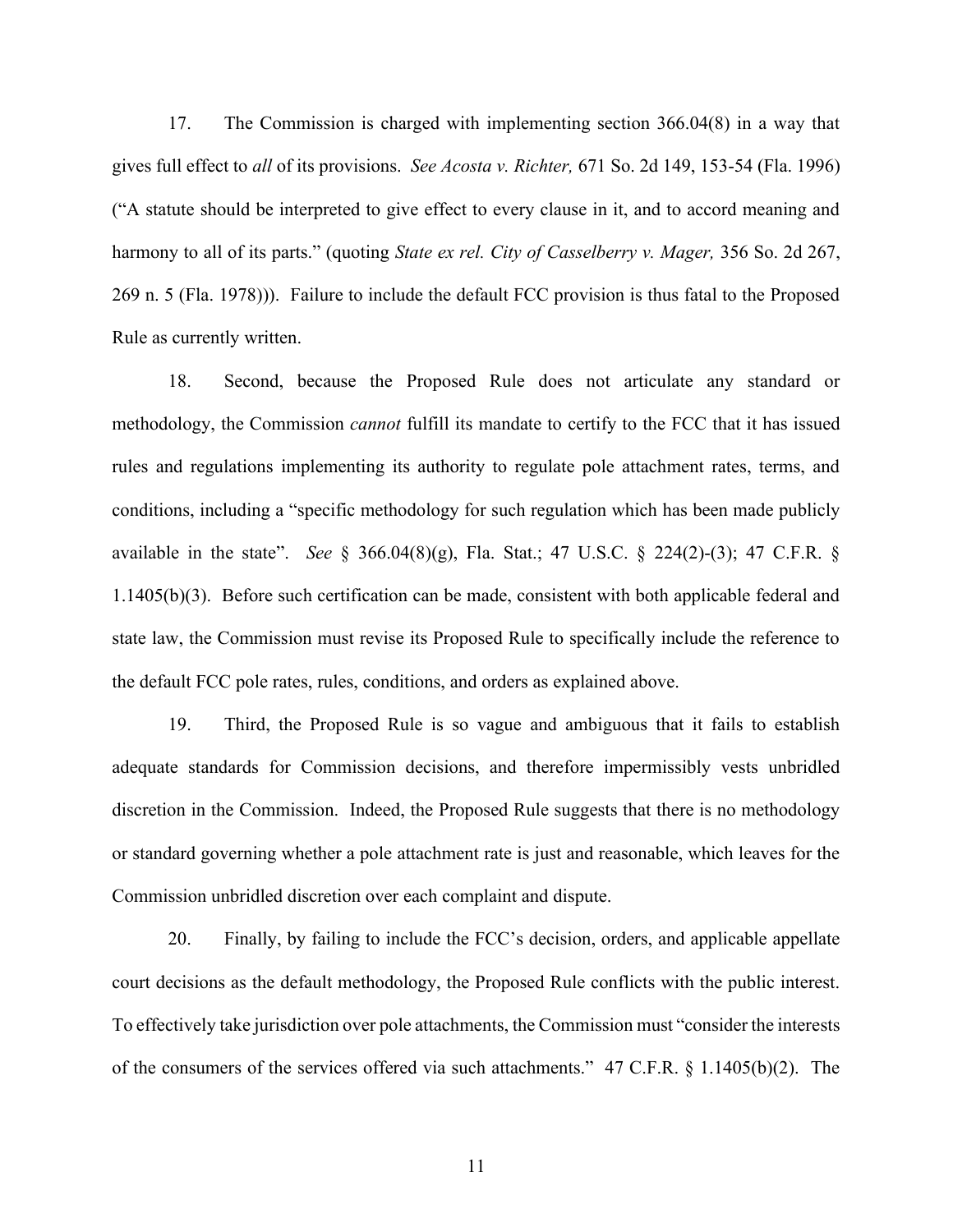17. The Commission is charged with implementing section 366.04(8) in a way that gives full effect to *all* of its provisions. *See Acosta v. Richter,* 671 So. 2d 149, 153-54 (Fla. 1996) ("A statute should be interpreted to give effect to every clause in it, and to accord meaning and harmony to all of its parts." (quoting *State ex rel. City of Casselberry v. Mager,* 356 So. 2d 267, 269 n. 5 (Fla. 1978))). Failure to include the default FCC provision is thus fatal to the Proposed Rule as currently written.

18. Second, because the Proposed Rule does not articulate any standard or methodology, the Commission *cannot* fulfill its mandate to certify to the FCC that it has issued rules and regulations implementing its authority to regulate pole attachment rates, terms, and conditions, including a "specific methodology for such regulation which has been made publicly available in the state". *See* § 366.04(8)(g), Fla. Stat.; 47 U.S.C. § 224(2)-(3); 47 C.F.R. § 1.1405(b)(3). Before such certification can be made, consistent with both applicable federal and state law, the Commission must revise its Proposed Rule to specifically include the reference to the default FCC pole rates, rules, conditions, and orders as explained above.

19. Third, the Proposed Rule is so vague and ambiguous that it fails to establish adequate standards for Commission decisions, and therefore impermissibly vests unbridled discretion in the Commission. Indeed, the Proposed Rule suggests that there is no methodology or standard governing whether a pole attachment rate is just and reasonable, which leaves for the Commission unbridled discretion over each complaint and dispute.

20. Finally, by failing to include the FCC's decision, orders, and applicable appellate court decisions as the default methodology, the Proposed Rule conflicts with the public interest. To effectively take jurisdiction over pole attachments, the Commission must "consider the interests of the consumers of the services offered via such attachments." 47 C.F.R. § 1.1405(b)(2). The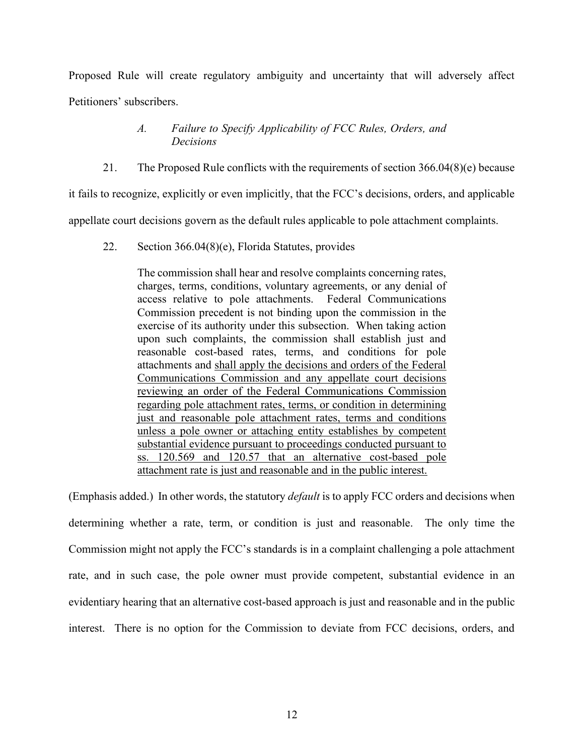Proposed Rule will create regulatory ambiguity and uncertainty that will adversely affect Petitioners' subscribers.

### *A. Failure to Specify Applicability of FCC Rules, Orders, and Decisions*

21. The Proposed Rule conflicts with the requirements of section 366.04(8)(e) because it fails to recognize, explicitly or even implicitly, that the FCC's decisions, orders, and applicable appellate court decisions govern as the default rules applicable to pole attachment complaints.

22. Section 366.04(8)(e), Florida Statutes, provides

> The commission shall hear and resolve complaints concerning rates, charges, terms, conditions, voluntary agreements, or any denial of access relative to pole attachments. Federal Communications Commission precedent is not binding upon the commission in the exercise of its authority under this subsection. When taking action upon such complaints, the commission shall establish just and reasonable cost-based rates, terms, and conditions for pole attachments and <u>shall apply the decisions and orders of the Federal Communications Commission and any appellate court decisions reviewing an order of the Federal Communications Commission regarding pole attachment rates, terms, or condition in determining just and reasonable pole attachment rates, terms and conditions unless a pole owner or attaching entity establishes by competent substantial evidence pursuant to proceedings conducted pursuant to ss. 120.569 and 120.57 that an alternative cost-based pole attachment rate is just and reasonable and in the public interest.</u>

(Emphasis added.) In other words, the statutory *default* is to apply FCC orders and decisions when determining whether a rate, term, or condition is just and reasonable. The only time the Commission might not apply the FCC's standards is in a complaint challenging a pole attachment rate, and in such case, the pole owner must provide competent, substantial evidence in an evidentiary hearing that an alternative cost-based approach is just and reasonable and in the public interest. There is no option for the Commission to deviate from FCC decisions, orders, and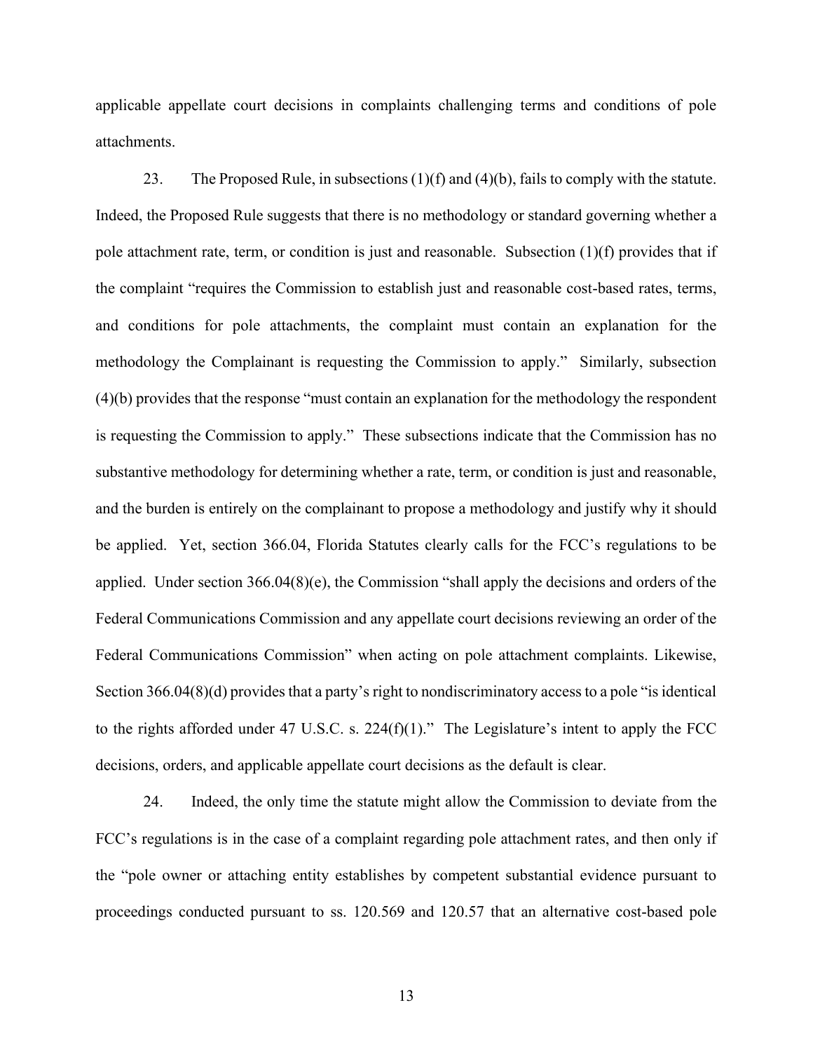applicable appellate court decisions in complaints challenging terms and conditions of pole attachments.

23. The Proposed Rule, in subsections (1)(f) and (4)(b), fails to comply with the statute. Indeed, the Proposed Rule suggests that there is no methodology or standard governing whether a pole attachment rate, term, or condition is just and reasonable. Subsection (1)(f) provides that if the complaint "requires the Commission to establish just and reasonable cost-based rates, terms, and conditions for pole attachments, the complaint must contain an explanation for the methodology the Complainant is requesting the Commission to apply." Similarly, subsection (4)(b) provides that the response "must contain an explanation for the methodology the respondent is requesting the Commission to apply." These subsections indicate that the Commission has no substantive methodology for determining whether a rate, term, or condition is just and reasonable, and the burden is entirely on the complainant to propose a methodology and justify why it should be applied. Yet, section 366.04, Florida Statutes clearly calls for the FCC's regulations to be applied. Under section 366.04(8)(e), the Commission "shall apply the decisions and orders of the Federal Communications Commission and any appellate court decisions reviewing an order of the Federal Communications Commission" when acting on pole attachment complaints. Likewise, Section 366.04(8)(d) provides that a party's right to nondiscriminatory access to a pole "is identical to the rights afforded under 47 U.S.C. s. 224(f)(1)." The Legislature's intent to apply the FCC decisions, orders, and applicable appellate court decisions as the default is clear.

24. Indeed, the only time the statute might allow the Commission to deviate from the FCC's regulations is in the case of a complaint regarding pole attachment rates, and then only if the "pole owner or attaching entity establishes by competent substantial evidence pursuant to proceedings conducted pursuant to ss. 120.569 and 120.57 that an alternative cost-based pole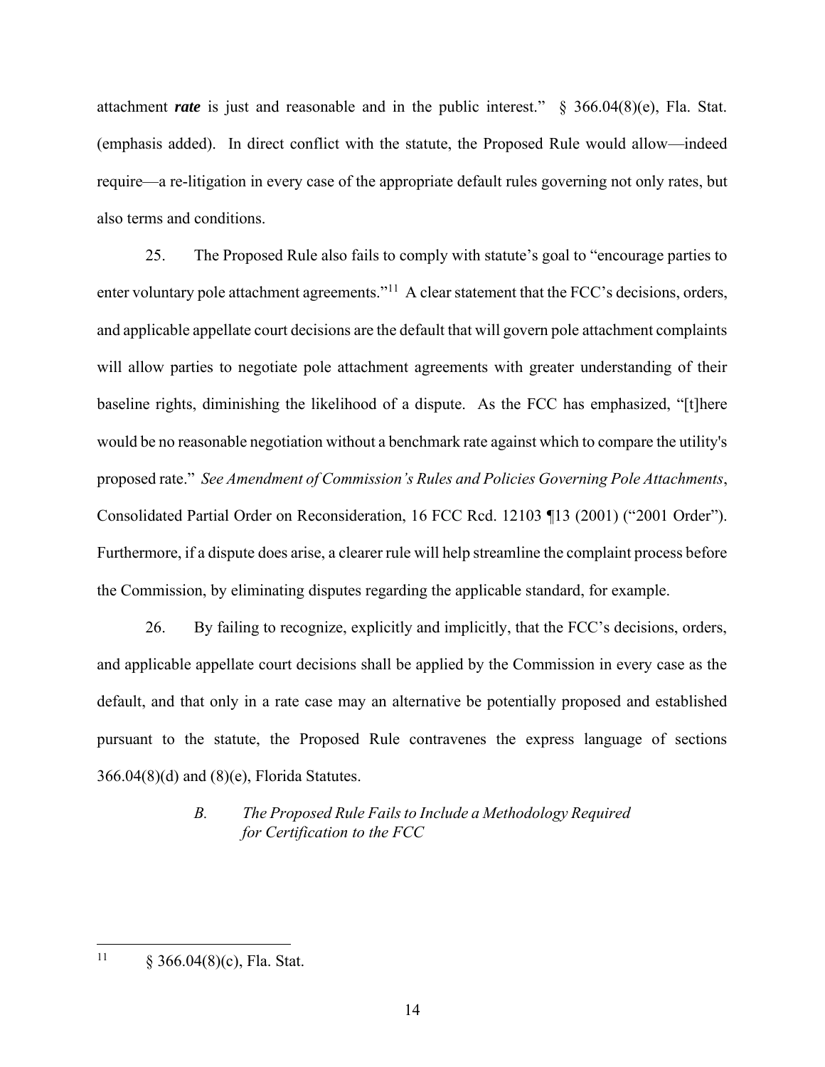attachment ***rate*** is just and reasonable and in the public interest." § 366.04(8)(e), Fla. Stat. (emphasis added). In direct conflict with the statute, the Proposed Rule would allow—indeed require—a re-litigation in every case of the appropriate default rules governing not only rates, but also terms and conditions.

25. The Proposed Rule also fails to comply with statute's goal to "encourage parties to enter voluntary pole attachment agreements."[11] A clear statement that the FCC's decisions, orders, and applicable appellate court decisions are the default that will govern pole attachment complaints will allow parties to negotiate pole attachment agreements with greater understanding of their baseline rights, diminishing the likelihood of a dispute. As the FCC has emphasized, "[t]here would be no reasonable negotiation without a benchmark rate against which to compare the utility's proposed rate." *See Amendment of Commission's Rules and Policies Governing Pole Attachments*, Consolidated Partial Order on Reconsideration, 16 FCC Rcd. 12103 ¶13 (2001) ("2001 Order"). Furthermore, if a dispute does arise, a clearer rule will help streamline the complaint process before the Commission, by eliminating disputes regarding the applicable standard, for example.

26. By failing to recognize, explicitly and implicitly, that the FCC's decisions, orders, and applicable appellate court decisions shall be applied by the Commission in every case as the default, and that only in a rate case may an alternative be potentially proposed and established pursuant to the statute, the Proposed Rule contravenes the express language of sections 366.04(8)(d) and (8)(e), Florida Statutes.

### *B. The Proposed Rule Fails to Include a Methodology Required for Certification to the FCC*

---

[11] § 366.04(8)(c), Fla. Stat.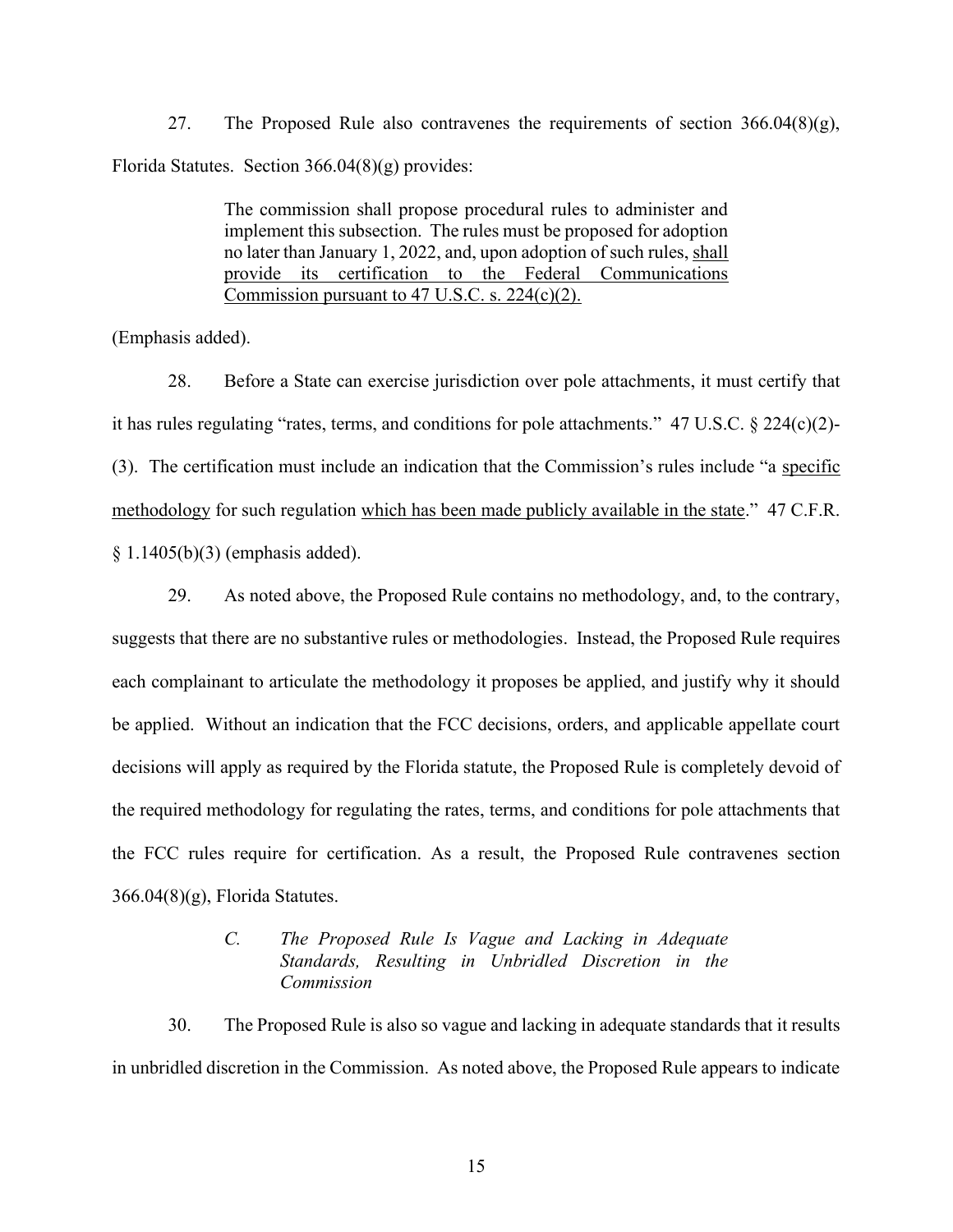27. The Proposed Rule also contravenes the requirements of section 366.04(8)(g), Florida Statutes. Section 366.04(8)(g) provides:

> The commission shall propose procedural rules to administer and implement this subsection. The rules must be proposed for adoption no later than January 1, 2022, and, upon adoption of such rules, <u>shall provide its certification to the Federal Communications Commission pursuant to 47 U.S.C. s. 224(c)(2).</u>

(Emphasis added).

28. Before a State can exercise jurisdiction over pole attachments, it must certify that it has rules regulating "rates, terms, and conditions for pole attachments." 47 U.S.C. § 224(c)(2)-(3). The certification must include an indication that the Commission's rules include "a <u>specific methodology</u> for such regulation <u>which has been made publicly available in the state</u>." 47 C.F.R. § 1.1405(b)(3) (emphasis added).

29. As noted above, the Proposed Rule contains no methodology, and, to the contrary, suggests that there are no substantive rules or methodologies. Instead, the Proposed Rule requires each complainant to articulate the methodology it proposes be applied, and justify why it should be applied. Without an indication that the FCC decisions, orders, and applicable appellate court decisions will apply as required by the Florida statute, the Proposed Rule is completely devoid of the required methodology for regulating the rates, terms, and conditions for pole attachments that the FCC rules require for certification. As a result, the Proposed Rule contravenes section 366.04(8)(g), Florida Statutes.

### *C. The Proposed Rule Is Vague and Lacking in Adequate Standards, Resulting in Unbridled Discretion in the Commission*

30. The Proposed Rule is also so vague and lacking in adequate standards that it results in unbridled discretion in the Commission. As noted above, the Proposed Rule appears to indicate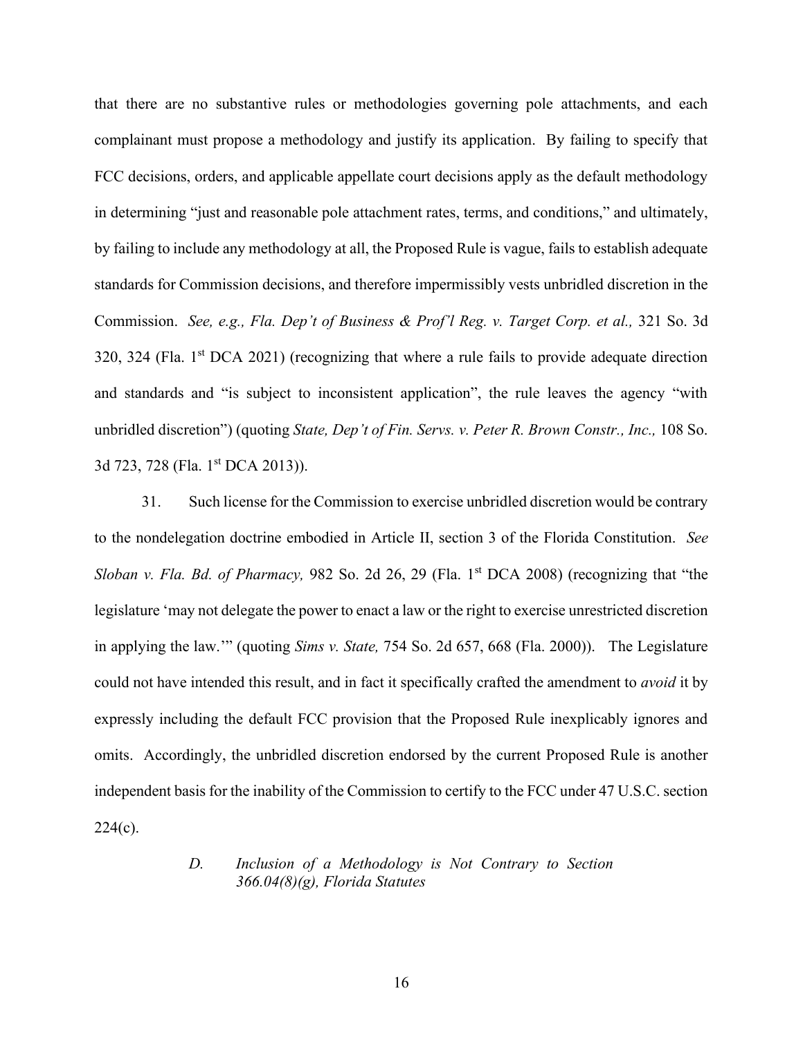that there are no substantive rules or methodologies governing pole attachments, and each complainant must propose a methodology and justify its application. By failing to specify that FCC decisions, orders, and applicable appellate court decisions apply as the default methodology in determining "just and reasonable pole attachment rates, terms, and conditions," and ultimately, by failing to include any methodology at all, the Proposed Rule is vague, fails to establish adequate standards for Commission decisions, and therefore impermissibly vests unbridled discretion in the Commission. *See, e.g., Fla. Dep't of Business & Prof'l Reg. v. Target Corp. et al.,* 321 So. 3d 320, 324 (Fla. 1st DCA 2021) (recognizing that where a rule fails to provide adequate direction and standards and "is subject to inconsistent application", the rule leaves the agency "with unbridled discretion") (quoting *State, Dep't of Fin. Servs. v. Peter R. Brown Constr., Inc.,* 108 So. 3d 723, 728 (Fla. 1st DCA 2013)).

31. Such license for the Commission to exercise unbridled discretion would be contrary to the nondelegation doctrine embodied in Article II, section 3 of the Florida Constitution. *See Sloban v. Fla. Bd. of Pharmacy,* 982 So. 2d 26, 29 (Fla. 1st DCA 2008) (recognizing that "the legislature 'may not delegate the power to enact a law or the right to exercise unrestricted discretion in applying the law.'" (quoting *Sims v. State,* 754 So. 2d 657, 668 (Fla. 2000)). The Legislature could not have intended this result, and in fact it specifically crafted the amendment to *avoid* it by expressly including the default FCC provision that the Proposed Rule inexplicably ignores and omits. Accordingly, the unbridled discretion endorsed by the current Proposed Rule is another independent basis for the inability of the Commission to certify to the FCC under 47 U.S.C. section 224(c).

### *D. Inclusion of a Methodology is Not Contrary to Section 366.04(8)(g), Florida Statutes*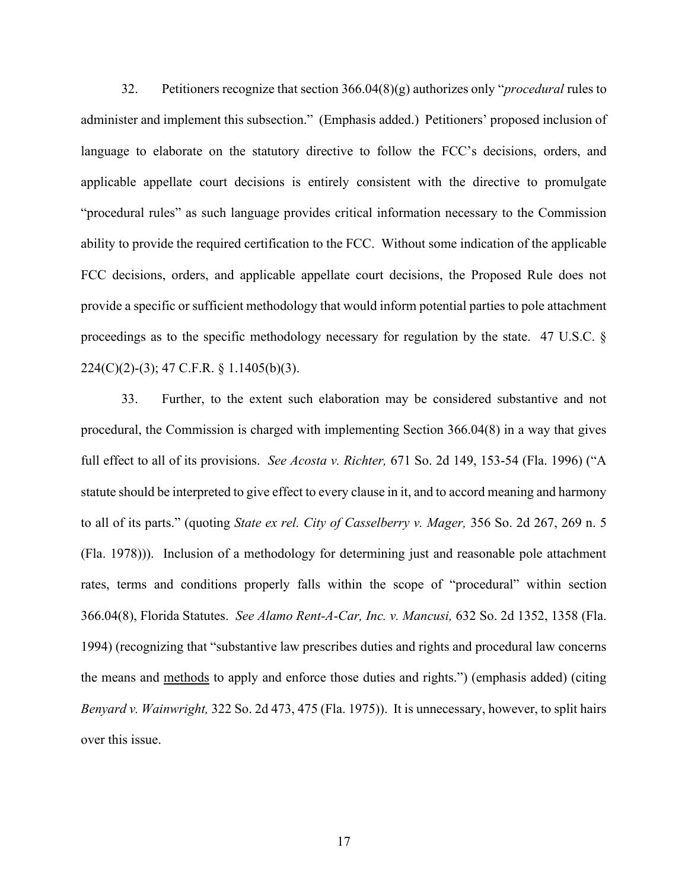32. Petitioners recognize that section 366.04(8)(g) authorizes only "*procedural* rules to administer and implement this subsection." (Emphasis added.) Petitioners' proposed inclusion of language to elaborate on the statutory directive to follow the FCC's decisions, orders, and applicable appellate court decisions is entirely consistent with the directive to promulgate "procedural rules" as such language provides critical information necessary to the Commission ability to provide the required certification to the FCC. Without some indication of the applicable FCC decisions, orders, and applicable appellate court decisions, the Proposed Rule does not provide a specific or sufficient methodology that would inform potential parties to pole attachment proceedings as to the specific methodology necessary for regulation by the state. 47 U.S.C. § 224(C)(2)-(3); 47 C.F.R. § 1.1405(b)(3).

33. Further, to the extent such elaboration may be considered substantive and not procedural, the Commission is charged with implementing Section 366.04(8) in a way that gives full effect to all of its provisions. *See Acosta v. Richter,* 671 So. 2d 149, 153-54 (Fla. 1996) ("A statute should be interpreted to give effect to every clause in it, and to accord meaning and harmony to all of its parts." (quoting *State ex rel. City of Casselberry v. Mager,* 356 So. 2d 267, 269 n. 5 (Fla. 1978))). Inclusion of a methodology for determining just and reasonable pole attachment rates, terms and conditions properly falls within the scope of "procedural" within section 366.04(8), Florida Statutes. *See Alamo Rent-A-Car, Inc. v. Mancusi,* 632 So. 2d 1352, 1358 (Fla. 1994) (recognizing that "substantive law prescribes duties and rights and procedural law concerns the means and <u>methods</u> to apply and enforce those duties and rights.") (emphasis added) (citing *Benyard v. Wainwright,* 322 So. 2d 473, 475 (Fla. 1975)). It is unnecessary, however, to split hairs over this issue.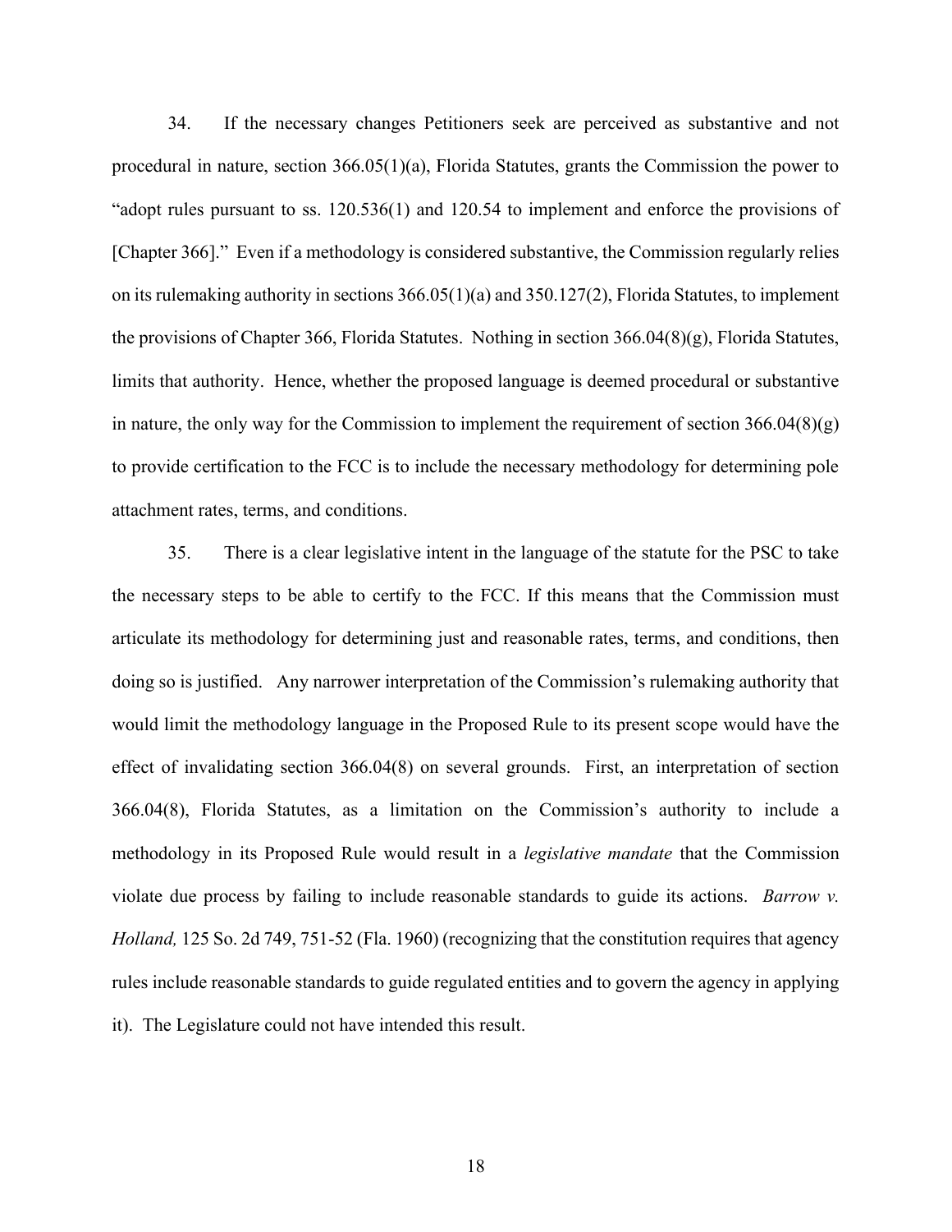34. If the necessary changes Petitioners seek are perceived as substantive and not procedural in nature, section 366.05(1)(a), Florida Statutes, grants the Commission the power to "adopt rules pursuant to ss. 120.536(1) and 120.54 to implement and enforce the provisions of [Chapter 366]." Even if a methodology is considered substantive, the Commission regularly relies on its rulemaking authority in sections 366.05(1)(a) and 350.127(2), Florida Statutes, to implement the provisions of Chapter 366, Florida Statutes. Nothing in section 366.04(8)(g), Florida Statutes, limits that authority. Hence, whether the proposed language is deemed procedural or substantive in nature, the only way for the Commission to implement the requirement of section 366.04(8)(g) to provide certification to the FCC is to include the necessary methodology for determining pole attachment rates, terms, and conditions.

35. There is a clear legislative intent in the language of the statute for the PSC to take the necessary steps to be able to certify to the FCC. If this means that the Commission must articulate its methodology for determining just and reasonable rates, terms, and conditions, then doing so is justified. Any narrower interpretation of the Commission's rulemaking authority that would limit the methodology language in the Proposed Rule to its present scope would have the effect of invalidating section 366.04(8) on several grounds. First, an interpretation of section 366.04(8), Florida Statutes, as a limitation on the Commission's authority to include a methodology in its Proposed Rule would result in a *legislative mandate* that the Commission violate due process by failing to include reasonable standards to guide its actions. *Barrow v. Holland,* 125 So. 2d 749, 751-52 (Fla. 1960) (recognizing that the constitution requires that agency rules include reasonable standards to guide regulated entities and to govern the agency in applying it). The Legislature could not have intended this result.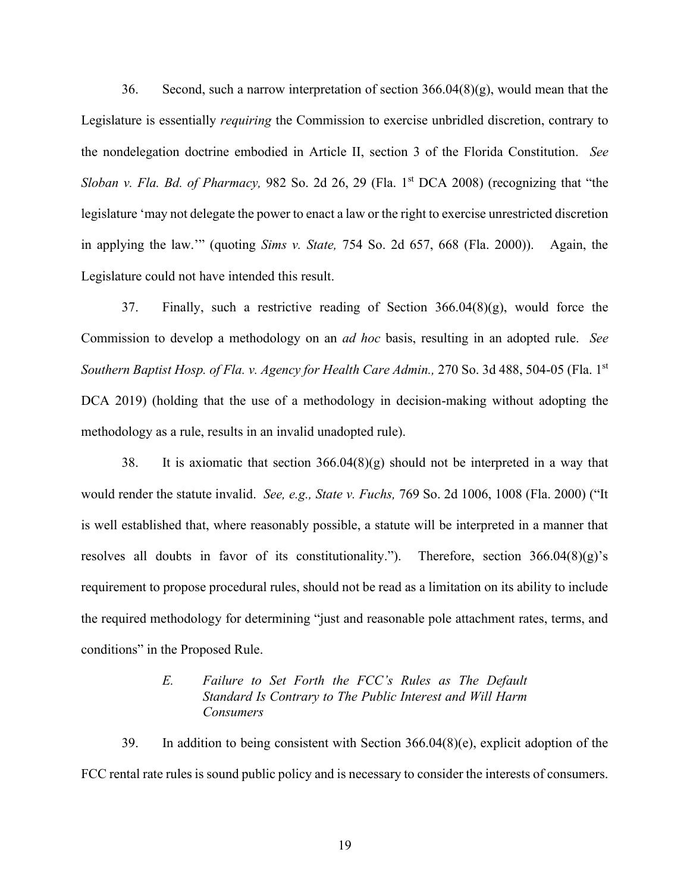36. Second, such a narrow interpretation of section 366.04(8)(g), would mean that the Legislature is essentially *requiring* the Commission to exercise unbridled discretion, contrary to the nondelegation doctrine embodied in Article II, section 3 of the Florida Constitution. *See Sloban v. Fla. Bd. of Pharmacy,* 982 So. 2d 26, 29 (Fla. 1st DCA 2008) (recognizing that "the legislature 'may not delegate the power to enact a law or the right to exercise unrestricted discretion in applying the law.'" (quoting *Sims v. State,* 754 So. 2d 657, 668 (Fla. 2000)). Again, the Legislature could not have intended this result.

37. Finally, such a restrictive reading of Section 366.04(8)(g), would force the Commission to develop a methodology on an *ad hoc* basis, resulting in an adopted rule. *See Southern Baptist Hosp. of Fla. v. Agency for Health Care Admin.,* 270 So. 3d 488, 504-05 (Fla. 1st DCA 2019) (holding that the use of a methodology in decision-making without adopting the methodology as a rule, results in an invalid unadopted rule).

38. It is axiomatic that section 366.04(8)(g) should not be interpreted in a way that would render the statute invalid. *See, e.g., State v. Fuchs,* 769 So. 2d 1006, 1008 (Fla. 2000) ("It is well established that, where reasonably possible, a statute will be interpreted in a manner that resolves all doubts in favor of its constitutionality."). Therefore, section 366.04(8)(g)'s requirement to propose procedural rules, should not be read as a limitation on its ability to include the required methodology for determining "just and reasonable pole attachment rates, terms, and conditions" in the Proposed Rule.

### *E. Failure to Set Forth the FCC's Rules as The Default Standard Is Contrary to The Public Interest and Will Harm Consumers*

39. In addition to being consistent with Section 366.04(8)(e), explicit adoption of the FCC rental rate rules is sound public policy and is necessary to consider the interests of consumers.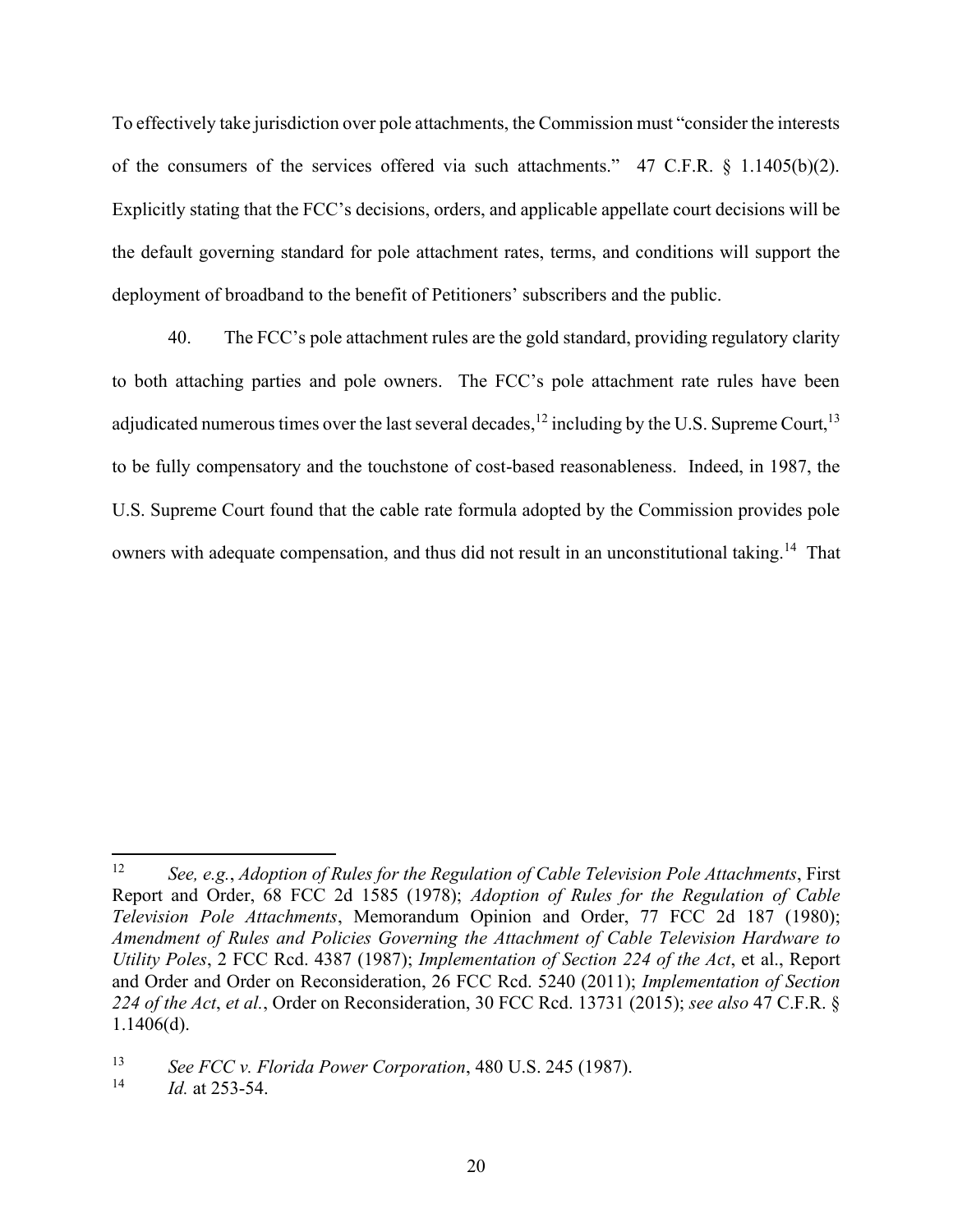To effectively take jurisdiction over pole attachments, the Commission must "consider the interests of the consumers of the services offered via such attachments." 47 C.F.R. § 1.1405(b)(2). Explicitly stating that the FCC's decisions, orders, and applicable appellate court decisions will be the default governing standard for pole attachment rates, terms, and conditions will support the deployment of broadband to the benefit of Petitioners' subscribers and the public.

40. The FCC's pole attachment rules are the gold standard, providing regulatory clarity to both attaching parties and pole owners. The FCC's pole attachment rate rules have been adjudicated numerous times over the last several decades,[12] including by the U.S. Supreme Court,[13] to be fully compensatory and the touchstone of cost-based reasonableness. Indeed, in 1987, the U.S. Supreme Court found that the cable rate formula adopted by the Commission provides pole owners with adequate compensation, and thus did not result in an unconstitutional taking.[14] That

---

[12] *See, e.g.*, *Adoption of Rules for the Regulation of Cable Television Pole Attachments*, First Report and Order, 68 FCC 2d 1585 (1978); *Adoption of Rules for the Regulation of Cable Television Pole Attachments*, Memorandum Opinion and Order, 77 FCC 2d 187 (1980); *Amendment of Rules and Policies Governing the Attachment of Cable Television Hardware to Utility Poles*, 2 FCC Rcd. 4387 (1987); *Implementation of Section 224 of the Act*, et al., Report and Order and Order on Reconsideration, 26 FCC Rcd. 5240 (2011); *Implementation of Section 224 of the Act*, *et al.*, Order on Reconsideration, 30 FCC Rcd. 13731 (2015); *see also* 47 C.F.R. § 1.1406(d).

[13] *See FCC v. Florida Power Corporation*, 480 U.S. 245 (1987).

[14] *Id.* at 253-54.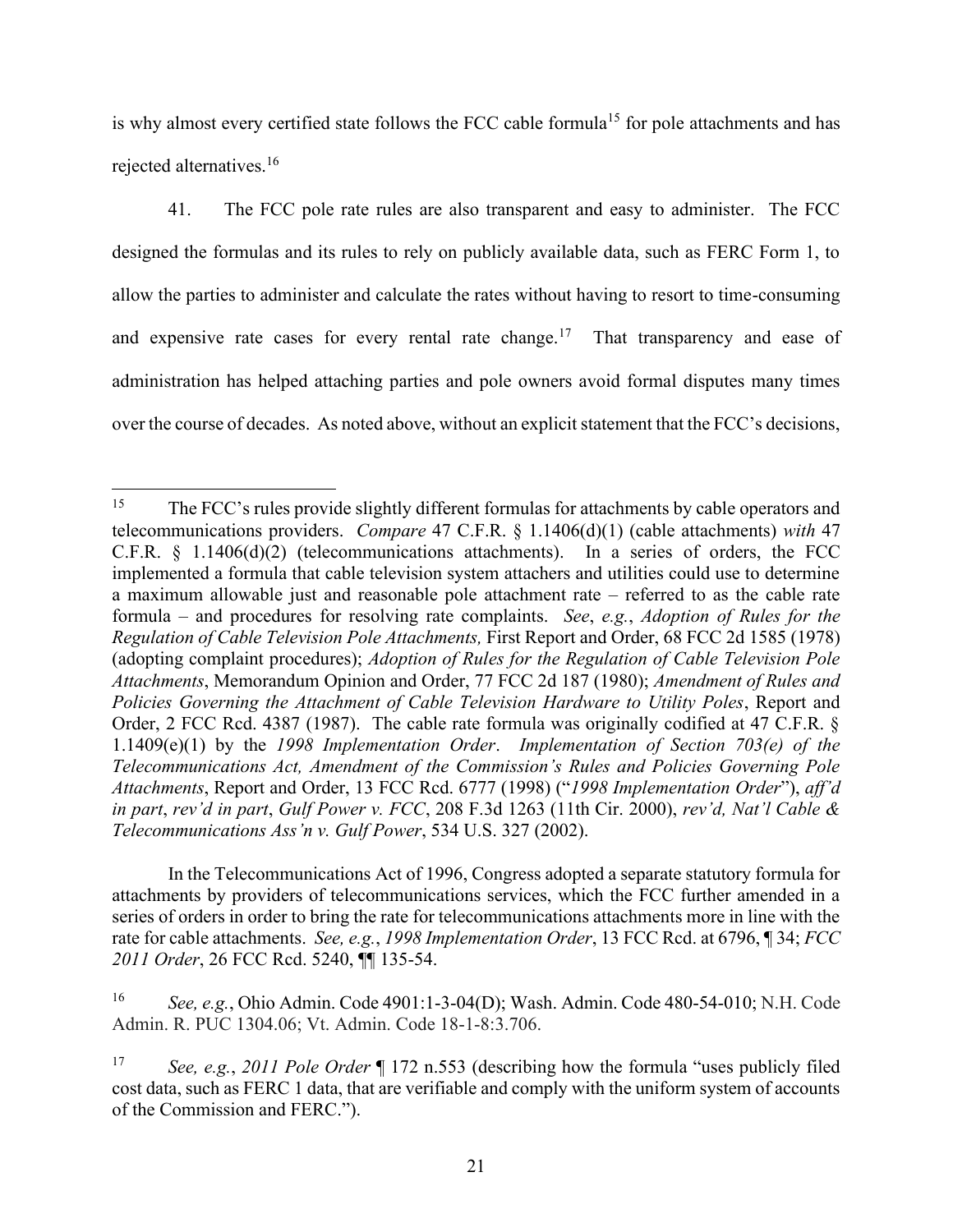is why almost every certified state follows the FCC cable formula[15] for pole attachments and has rejected alternatives.[16]

41. The FCC pole rate rules are also transparent and easy to administer. The FCC designed the formulas and its rules to rely on publicly available data, such as FERC Form 1, to allow the parties to administer and calculate the rates without having to resort to time-consuming and expensive rate cases for every rental rate change.[17] That transparency and ease of administration has helped attaching parties and pole owners avoid formal disputes many times over the course of decades. As noted above, without an explicit statement that the FCC's decisions,

---

[15] The FCC's rules provide slightly different formulas for attachments by cable operators and telecommunications providers. *Compare* 47 C.F.R. § 1.1406(d)(1) (cable attachments) *with* 47 C.F.R. § 1.1406(d)(2) (telecommunications attachments). In a series of orders, the FCC implemented a formula that cable television system attachers and utilities could use to determine a maximum allowable just and reasonable pole attachment rate – referred to as the cable rate formula – and procedures for resolving rate complaints. *See*, *e.g.*, *Adoption of Rules for the Regulation of Cable Television Pole Attachments,* First Report and Order, 68 FCC 2d 1585 (1978) (adopting complaint procedures); *Adoption of Rules for the Regulation of Cable Television Pole Attachments*, Memorandum Opinion and Order, 77 FCC 2d 187 (1980); *Amendment of Rules and Policies Governing the Attachment of Cable Television Hardware to Utility Poles*, Report and Order, 2 FCC Rcd. 4387 (1987). The cable rate formula was originally codified at 47 C.F.R. § 1.1409(e)(1) by the *1998 Implementation Order*. *Implementation of Section 703(e) of the Telecommunications Act, Amendment of the Commission's Rules and Policies Governing Pole Attachments*, Report and Order, 13 FCC Rcd. 6777 (1998) ("*1998 Implementation Order*"), *aff'd in part*, *rev'd in part*, *Gulf Power v. FCC*, 208 F.3d 1263 (11th Cir. 2000), *rev'd, Nat'l Cable & Telecommunications Ass'n v. Gulf Power*, 534 U.S. 327 (2002).

In the Telecommunications Act of 1996, Congress adopted a separate statutory formula for attachments by providers of telecommunications services, which the FCC further amended in a series of orders in order to bring the rate for telecommunications attachments more in line with the rate for cable attachments. *See, e.g.*, *1998 Implementation Order*, 13 FCC Rcd. at 6796, ¶ 34; *FCC 2011 Order*, 26 FCC Rcd. 5240, ¶¶ 135-54.

[16] *See, e.g.*, Ohio Admin. Code 4901:1-3-04(D); Wash. Admin. Code 480-54-010; N.H. Code Admin. R. PUC 1304.06; Vt. Admin. Code 18-1-8:3.706.

[17] *See, e.g.*, *2011 Pole Order* ¶ 172 n.553 (describing how the formula "uses publicly filed cost data, such as FERC 1 data, that are verifiable and comply with the uniform system of accounts of the Commission and FERC.").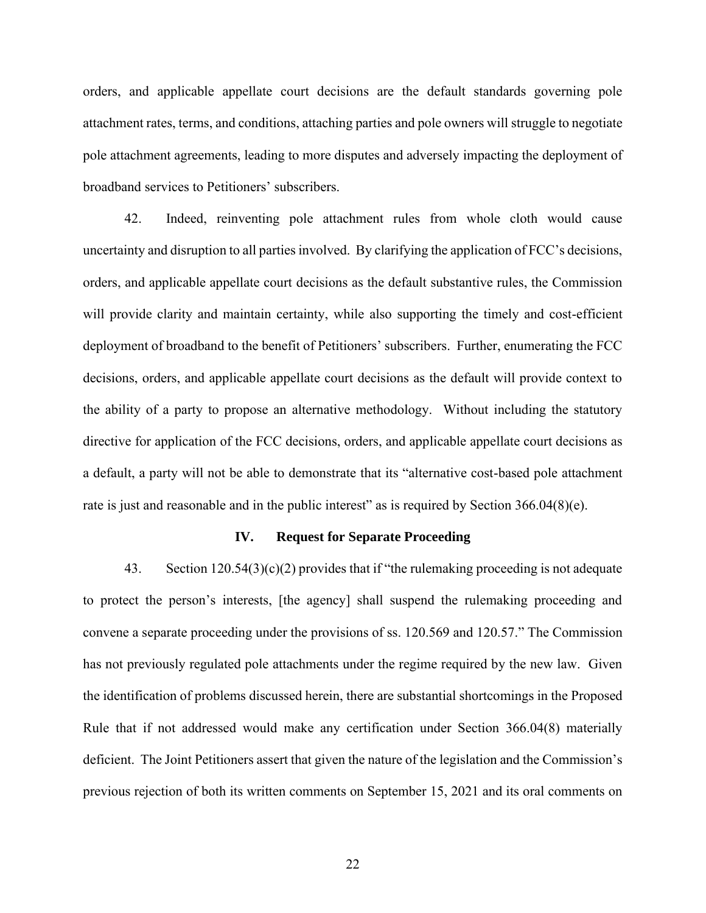orders, and applicable appellate court decisions are the default standards governing pole attachment rates, terms, and conditions, attaching parties and pole owners will struggle to negotiate pole attachment agreements, leading to more disputes and adversely impacting the deployment of broadband services to Petitioners' subscribers.

42. Indeed, reinventing pole attachment rules from whole cloth would cause uncertainty and disruption to all parties involved. By clarifying the application of FCC's decisions, orders, and applicable appellate court decisions as the default substantive rules, the Commission will provide clarity and maintain certainty, while also supporting the timely and cost-efficient deployment of broadband to the benefit of Petitioners' subscribers. Further, enumerating the FCC decisions, orders, and applicable appellate court decisions as the default will provide context to the ability of a party to propose an alternative methodology. Without including the statutory directive for application of the FCC decisions, orders, and applicable appellate court decisions as a default, a party will not be able to demonstrate that its "alternative cost-based pole attachment rate is just and reasonable and in the public interest" as is required by Section 366.04(8)(e).

## IV. Request for Separate Proceeding

43. Section 120.54(3)(c)(2) provides that if "the rulemaking proceeding is not adequate to protect the person's interests, [the agency] shall suspend the rulemaking proceeding and convene a separate proceeding under the provisions of ss. 120.569 and 120.57." The Commission has not previously regulated pole attachments under the regime required by the new law. Given the identification of problems discussed herein, there are substantial shortcomings in the Proposed Rule that if not addressed would make any certification under Section 366.04(8) materially deficient. The Joint Petitioners assert that given the nature of the legislation and the Commission's previous rejection of both its written comments on September 15, 2021 and its oral comments on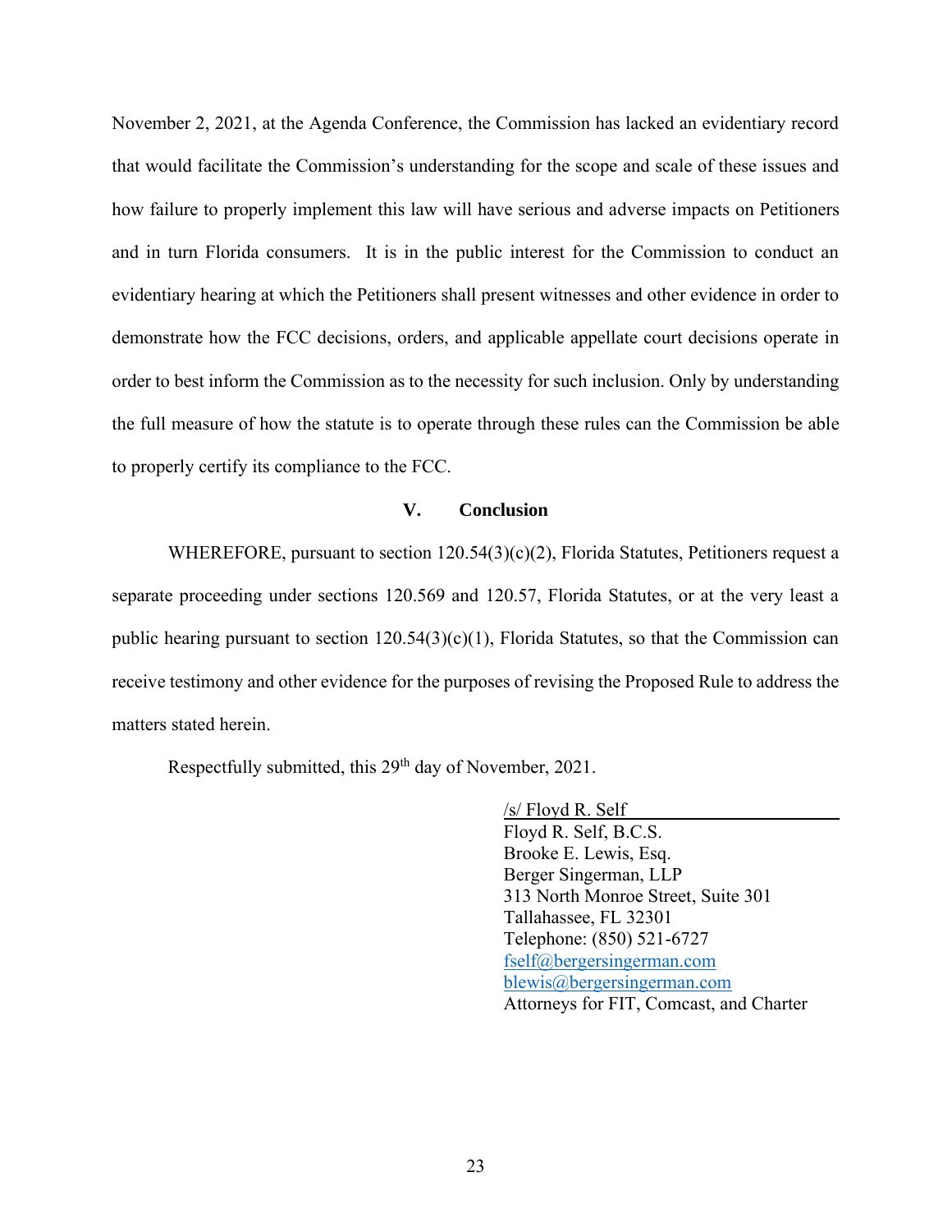November 2, 2021, at the Agenda Conference, the Commission has lacked an evidentiary record that would facilitate the Commission's understanding for the scope and scale of these issues and how failure to properly implement this law will have serious and adverse impacts on Petitioners and in turn Florida consumers. It is in the public interest for the Commission to conduct an evidentiary hearing at which the Petitioners shall present witnesses and other evidence in order to demonstrate how the FCC decisions, orders, and applicable appellate court decisions operate in order to best inform the Commission as to the necessity for such inclusion. Only by understanding the full measure of how the statute is to operate through these rules can the Commission be able to properly certify its compliance to the FCC.

## V. Conclusion

WHEREFORE, pursuant to section 120.54(3)(c)(2), Florida Statutes, Petitioners request a separate proceeding under sections 120.569 and 120.57, Florida Statutes, or at the very least a public hearing pursuant to section 120.54(3)(c)(1), Florida Statutes, so that the Commission can receive testimony and other evidence for the purposes of revising the Proposed Rule to address the matters stated herein.

Respectfully submitted, this 29th day of November, 2021.

/s/ Floyd R. Self
Floyd R. Self, B.C.S.
Brooke E. Lewis, Esq.
Berger Singerman, LLP
313 North Monroe Street, Suite 301
Tallahassee, FL 32301
Telephone: (850) 521-6727
fself@bergersingerman.com
blewis@bergersingerman.com
Attorneys for FIT, Comcast, and Charter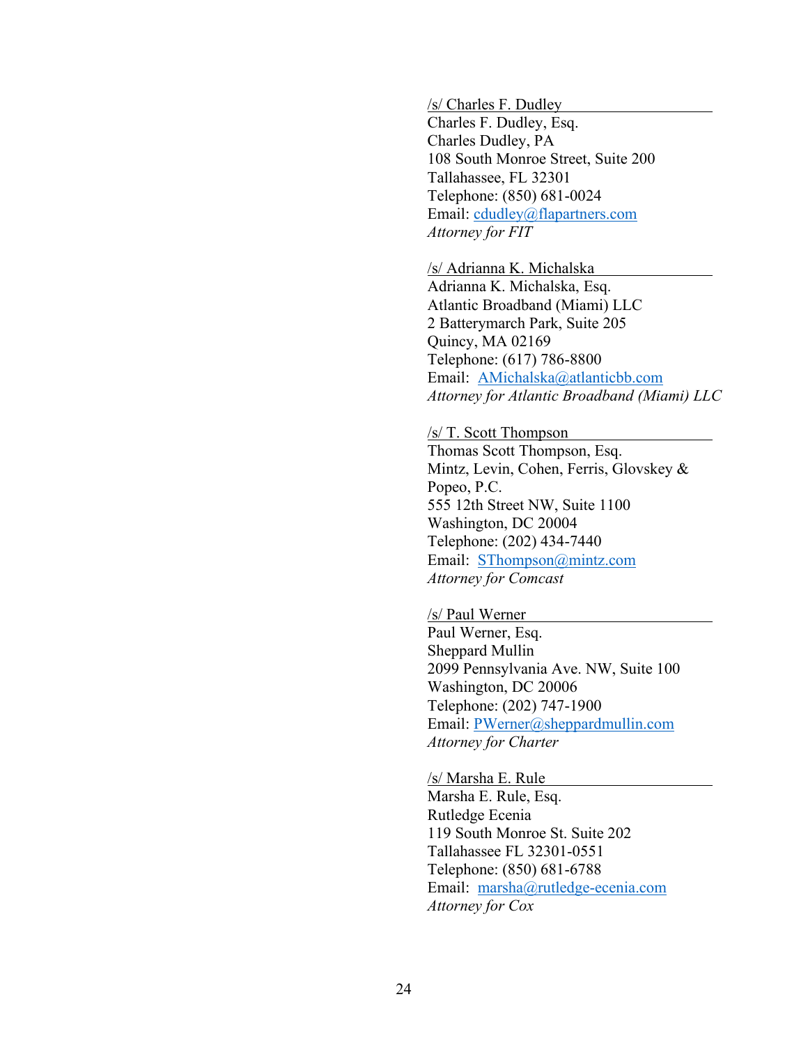/s/ Charles F. Dudley
Charles F. Dudley, Esq.
Charles Dudley, PA
108 South Monroe Street, Suite 200
Tallahassee, FL 32301
Telephone: (850) 681-0024
Email: cdudley@flapartners.com
*Attorney for FIT*

/s/ Adrianna K. Michalska
Adrianna K. Michalska, Esq.
Atlantic Broadband (Miami) LLC
2 Batterymarch Park, Suite 205
Quincy, MA 02169
Telephone: (617) 786-8800
Email: AMichalska@atlanticbb.com
*Attorney for Atlantic Broadband (Miami) LLC*

/s/ T. Scott Thompson
Thomas Scott Thompson, Esq.
Mintz, Levin, Cohen, Ferris, Glovskey & Popeo, P.C.
555 12th Street NW, Suite 1100
Washington, DC 20004
Telephone: (202) 434-7440
Email: SThompson@mintz.com
*Attorney for Comcast*

/s/ Paul Werner
Paul Werner, Esq.
Sheppard Mullin
2099 Pennsylvania Ave. NW, Suite 100
Washington, DC 20006
Telephone: (202) 747-1900
Email: PWerner@sheppardmullin.com
*Attorney for Charter*

/s/ Marsha E. Rule
Marsha E. Rule, Esq.
Rutledge Ecenia
119 South Monroe St. Suite 202
Tallahassee FL 32301-0551
Telephone: (850) 681-6788
Email: marsha@rutledge-ecenia.com
*Attorney for Cox*